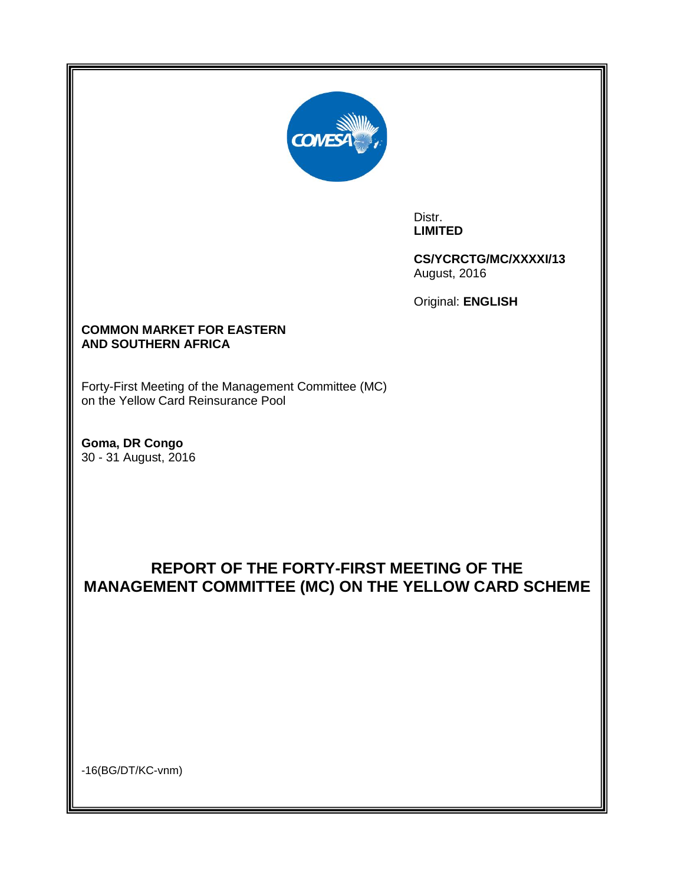Distr.
**LIMITED**

**CS/YCRCTG/MC/XXXXI/13**
August, 2016

Original: **ENGLISH**

**COMMON MARKET FOR EASTERN AND SOUTHERN AFRICA**

Forty-First Meeting of the Management Committee (MC) on the Yellow Card Reinsurance Pool

**Goma, DR Congo**
30 - 31 August, 2016

# REPORT OF THE FORTY-FIRST MEETING OF THE MANAGEMENT COMMITTEE (MC) ON THE YELLOW CARD SCHEME

-16(BG/DT/KC-vnm)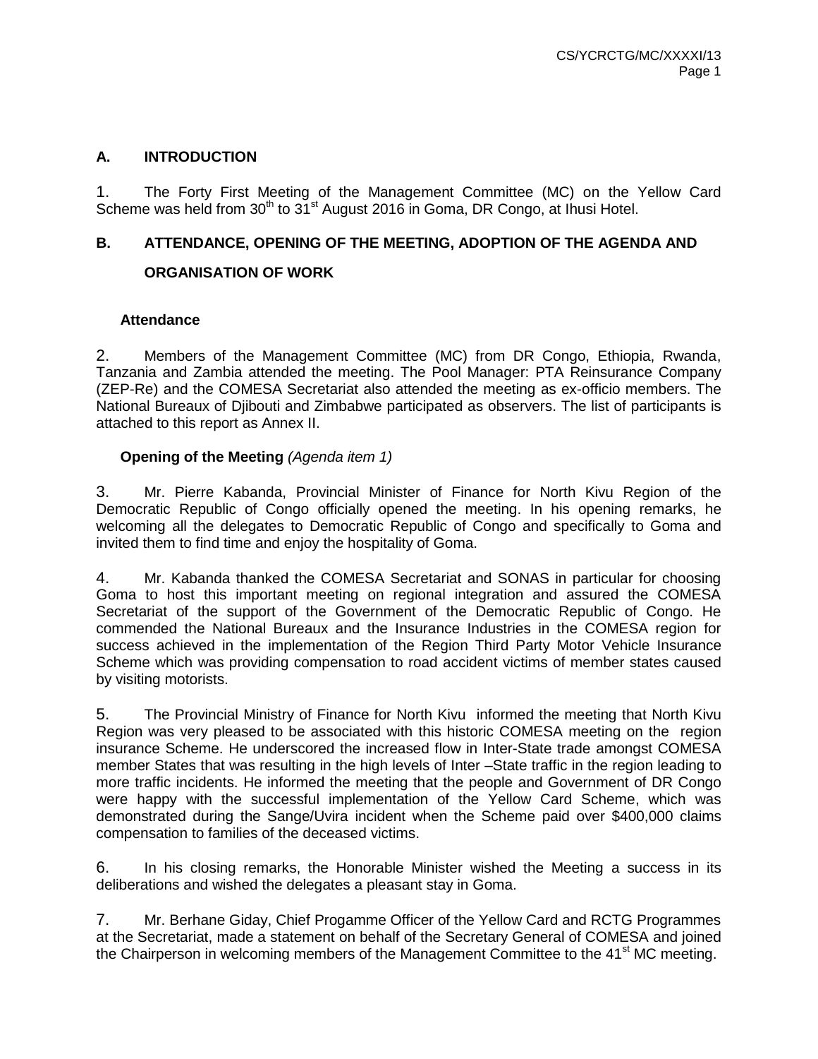## A. INTRODUCTION

1. The Forty First Meeting of the Management Committee (MC) on the Yellow Card Scheme was held from 30th to 31st August 2016 in Goma, DR Congo, at Ihusi Hotel.

## B. ATTENDANCE, OPENING OF THE MEETING, ADOPTION OF THE AGENDA AND ORGANISATION OF WORK

### Attendance

2. Members of the Management Committee (MC) from DR Congo, Ethiopia, Rwanda, Tanzania and Zambia attended the meeting. The Pool Manager: PTA Reinsurance Company (ZEP-Re) and the COMESA Secretariat also attended the meeting as ex-officio members. The National Bureaux of Djibouti and Zimbabwe participated as observers. The list of participants is attached to this report as Annex II.

### Opening of the Meeting *(Agenda item 1)*

3. Mr. Pierre Kabanda, Provincial Minister of Finance for North Kivu Region of the Democratic Republic of Congo officially opened the meeting. In his opening remarks, he welcoming all the delegates to Democratic Republic of Congo and specifically to Goma and invited them to find time and enjoy the hospitality of Goma.

4. Mr. Kabanda thanked the COMESA Secretariat and SONAS in particular for choosing Goma to host this important meeting on regional integration and assured the COMESA Secretariat of the support of the Government of the Democratic Republic of Congo. He commended the National Bureaux and the Insurance Industries in the COMESA region for success achieved in the implementation of the Region Third Party Motor Vehicle Insurance Scheme which was providing compensation to road accident victims of member states caused by visiting motorists.

5. The Provincial Ministry of Finance for North Kivu informed the meeting that North Kivu Region was very pleased to be associated with this historic COMESA meeting on the region insurance Scheme. He underscored the increased flow in Inter-State trade amongst COMESA member States that was resulting in the high levels of Inter –State traffic in the region leading to more traffic incidents. He informed the meeting that the people and Government of DR Congo were happy with the successful implementation of the Yellow Card Scheme, which was demonstrated during the Sange/Uvira incident when the Scheme paid over $400,000 claims compensation to families of the deceased victims.

6. In his closing remarks, the Honorable Minister wished the Meeting a success in its deliberations and wished the delegates a pleasant stay in Goma.

7. Mr. Berhane Giday, Chief Progamme Officer of the Yellow Card and RCTG Programmes at the Secretariat, made a statement on behalf of the Secretary General of COMESA and joined the Chairperson in welcoming members of the Management Committee to the 41st MC meeting.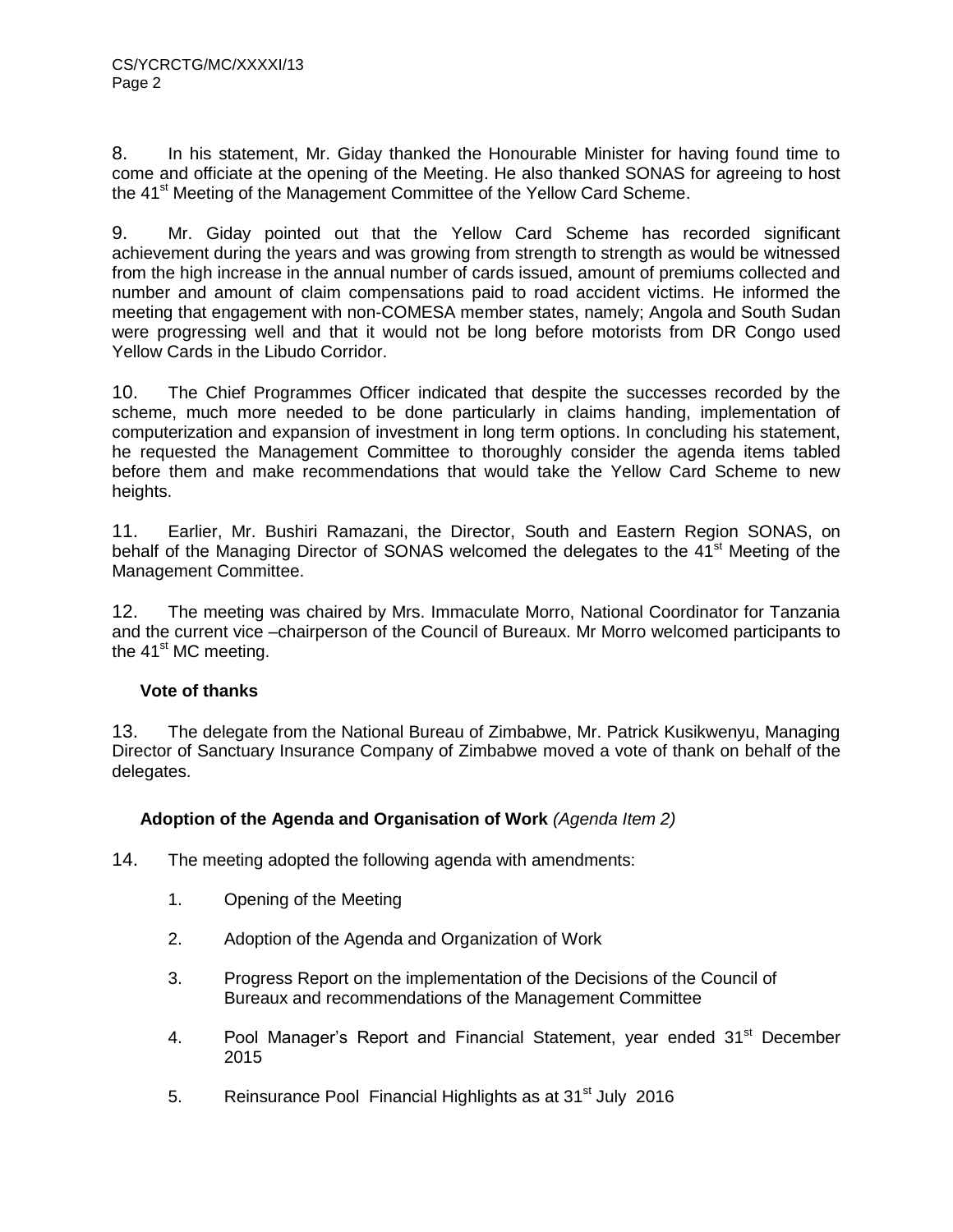8. In his statement, Mr. Giday thanked the Honourable Minister for having found time to come and officiate at the opening of the Meeting. He also thanked SONAS for agreeing to host the 41st Meeting of the Management Committee of the Yellow Card Scheme.

9. Mr. Giday pointed out that the Yellow Card Scheme has recorded significant achievement during the years and was growing from strength to strength as would be witnessed from the high increase in the annual number of cards issued, amount of premiums collected and number and amount of claim compensations paid to road accident victims. He informed the meeting that engagement with non-COMESA member states, namely; Angola and South Sudan were progressing well and that it would not be long before motorists from DR Congo used Yellow Cards in the Libudo Corridor.

10. The Chief Programmes Officer indicated that despite the successes recorded by the scheme, much more needed to be done particularly in claims handing, implementation of computerization and expansion of investment in long term options. In concluding his statement, he requested the Management Committee to thoroughly consider the agenda items tabled before them and make recommendations that would take the Yellow Card Scheme to new heights.

11. Earlier, Mr. Bushiri Ramazani, the Director, South and Eastern Region SONAS, on behalf of the Managing Director of SONAS welcomed the delegates to the 41st Meeting of the Management Committee.

12. The meeting was chaired by Mrs. Immaculate Morro, National Coordinator for Tanzania and the current vice –chairperson of the Council of Bureaux. Mr Morro welcomed participants to the 41st MC meeting.

**Vote of thanks**

13. The delegate from the National Bureau of Zimbabwe, Mr. Patrick Kusikwenyu, Managing Director of Sanctuary Insurance Company of Zimbabwe moved a vote of thank on behalf of the delegates.

**Adoption of the Agenda and Organisation of Work** *(Agenda Item 2)*

14. The meeting adopted the following agenda with amendments:

1. Opening of the Meeting
2. Adoption of the Agenda and Organization of Work
3. Progress Report on the implementation of the Decisions of the Council of Bureaux and recommendations of the Management Committee
4. Pool Manager's Report and Financial Statement, year ended 31st December 2015
5. Reinsurance Pool Financial Highlights as at 31st July 2016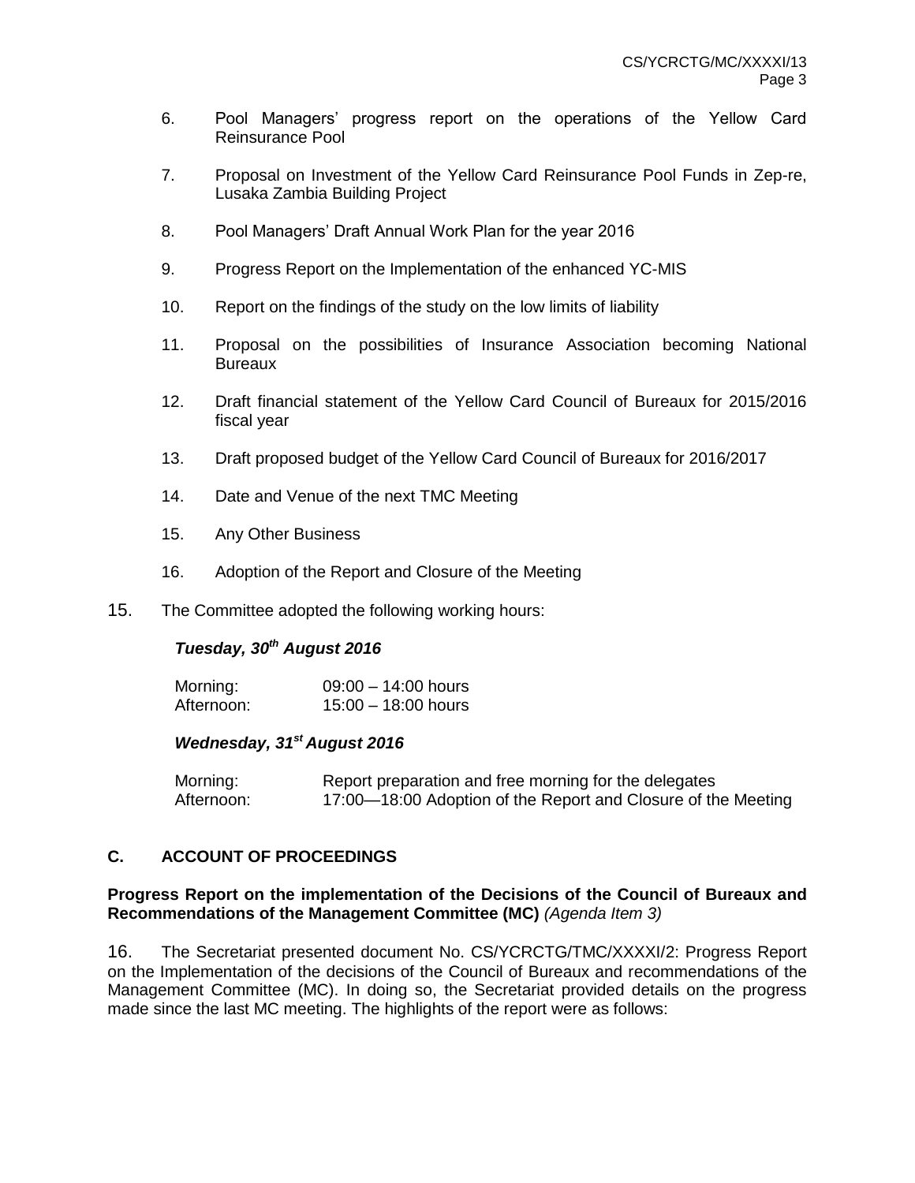6. Pool Managers' progress report on the operations of the Yellow Card Reinsurance Pool

7. Proposal on Investment of the Yellow Card Reinsurance Pool Funds in Zep-re, Lusaka Zambia Building Project

8. Pool Managers' Draft Annual Work Plan for the year 2016

9. Progress Report on the Implementation of the enhanced YC-MIS

10. Report on the findings of the study on the low limits of liability

11. Proposal on the possibilities of Insurance Association becoming National Bureaux

12. Draft financial statement of the Yellow Card Council of Bureaux for 2015/2016 fiscal year

13. Draft proposed budget of the Yellow Card Council of Bureaux for 2016/2017

14. Date and Venue of the next TMC Meeting

15. Any Other Business

16. Adoption of the Report and Closure of the Meeting

15. The Committee adopted the following working hours:

***Tuesday, 30th August 2016***

| | |
|---|---|
| Morning: | 09:00 – 14:00 hours |
| Afternoon: | 15:00 – 18:00 hours |

***Wednesday, 31st August 2016***

| | |
|---|---|
| Morning: | Report preparation and free morning for the delegates |
| Afternoon: | 17:00—18:00 Adoption of the Report and Closure of the Meeting |

## C. ACCOUNT OF PROCEEDINGS

**Progress Report on the implementation of the Decisions of the Council of Bureaux and Recommendations of the Management Committee (MC)** *(Agenda Item 3)*

16. The Secretariat presented document No. CS/YCRCTG/TMC/XXXXI/2: Progress Report on the Implementation of the decisions of the Council of Bureaux and recommendations of the Management Committee (MC). In doing so, the Secretariat provided details on the progress made since the last MC meeting. The highlights of the report were as follows: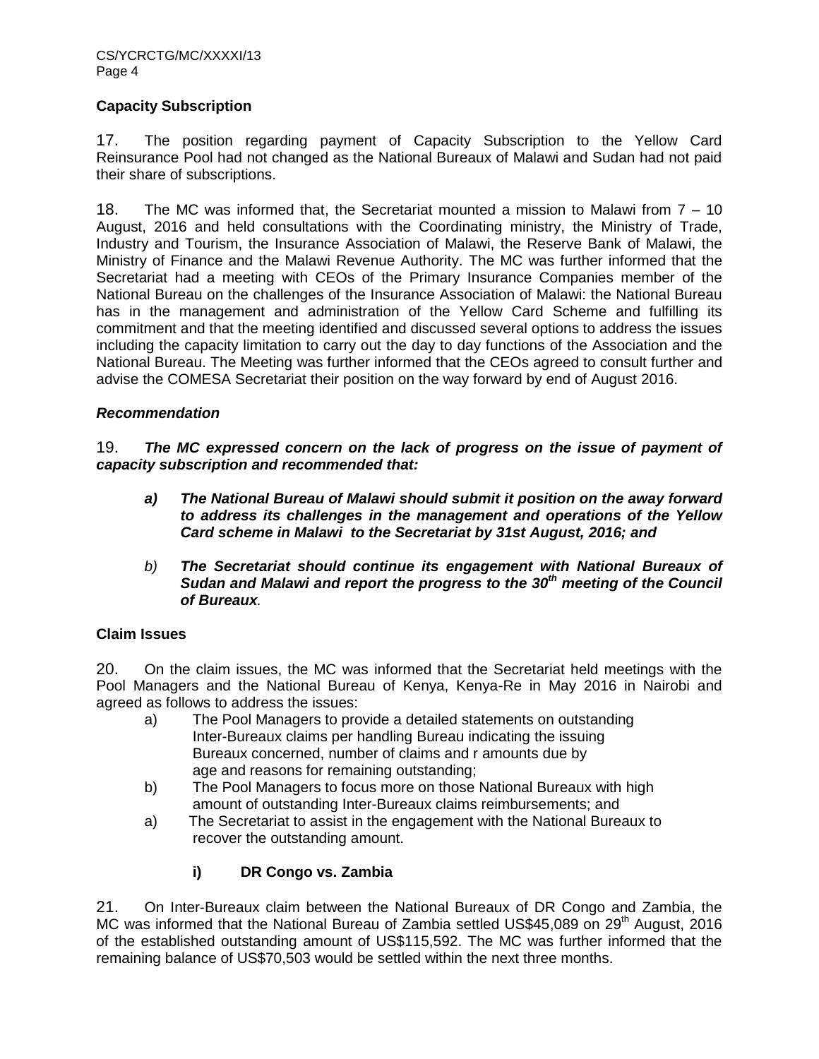### Capacity Subscription

17. The position regarding payment of Capacity Subscription to the Yellow Card Reinsurance Pool had not changed as the National Bureaux of Malawi and Sudan had not paid their share of subscriptions.

18. The MC was informed that, the Secretariat mounted a mission to Malawi from 7 – 10 August, 2016 and held consultations with the Coordinating ministry, the Ministry of Trade, Industry and Tourism, the Insurance Association of Malawi, the Reserve Bank of Malawi, the Ministry of Finance and the Malawi Revenue Authority. The MC was further informed that the Secretariat had a meeting with CEOs of the Primary Insurance Companies member of the National Bureau on the challenges of the Insurance Association of Malawi: the National Bureau has in the management and administration of the Yellow Card Scheme and fulfilling its commitment and that the meeting identified and discussed several options to address the issues including the capacity limitation to carry out the day to day functions of the Association and the National Bureau. The Meeting was further informed that the CEOs agreed to consult further and advise the COMESA Secretariat their position on the way forward by end of August 2016.

#### *Recommendation*

19. ***The MC expressed concern on the lack of progress on the issue of payment of capacity subscription and recommended that:***

- ***a) The National Bureau of Malawi should submit it position on the away forward to address its challenges in the management and operations of the Yellow Card scheme in Malawi to the Secretariat by 31st August, 2016; and***
- *b)* ***The Secretariat should continue its engagement with National Bureaux of Sudan and Malawi and report the progress to the 30th meeting of the Council of Bureaux****.*

### Claim Issues

20. On the claim issues, the MC was informed that the Secretariat held meetings with the Pool Managers and the National Bureau of Kenya, Kenya-Re in May 2016 in Nairobi and agreed as follows to address the issues:

- a) The Pool Managers to provide a detailed statements on outstanding Inter-Bureaux claims per handling Bureau indicating the issuing Bureaux concerned, number of claims and r amounts due by age and reasons for remaining outstanding;
- b) The Pool Managers to focus more on those National Bureaux with high amount of outstanding Inter-Bureaux claims reimbursements; and
- a) The Secretariat to assist in the engagement with the National Bureaux to recover the outstanding amount.

#### i) DR Congo vs. Zambia

21. On Inter-Bureaux claim between the National Bureaux of DR Congo and Zambia, the MC was informed that the National Bureau of Zambia settled US$45,089 on 29th August, 2016 of the established outstanding amount of US$115,592. The MC was further informed that the remaining balance of US$70,503 would be settled within the next three months.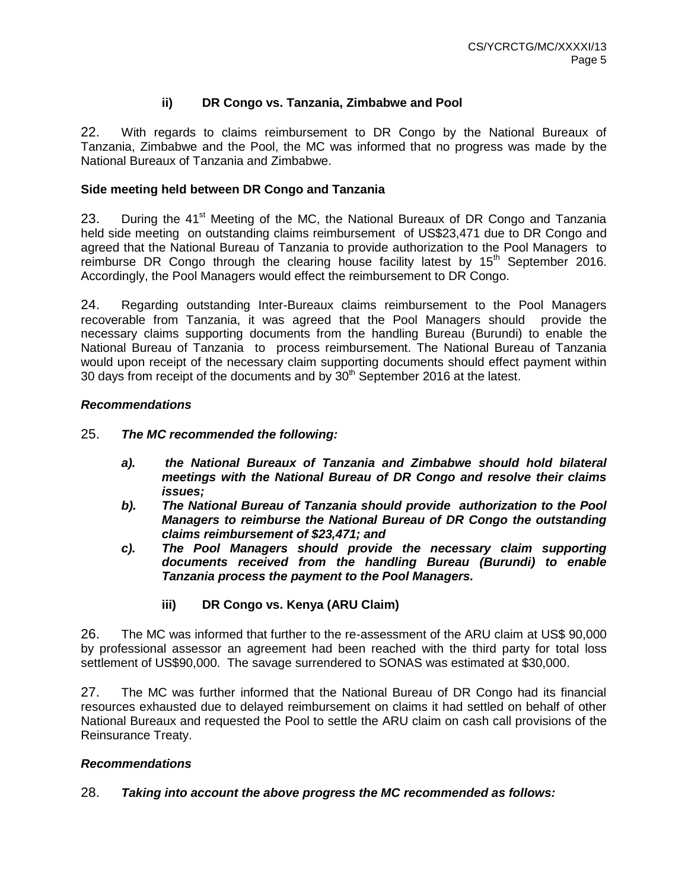### ii) DR Congo vs. Tanzania, Zimbabwe and Pool

22. With regards to claims reimbursement to DR Congo by the National Bureaux of Tanzania, Zimbabwe and the Pool, the MC was informed that no progress was made by the National Bureaux of Tanzania and Zimbabwe.

**Side meeting held between DR Congo and Tanzania**

23. During the 41st Meeting of the MC, the National Bureaux of DR Congo and Tanzania held side meeting on outstanding claims reimbursement of US$23,471 due to DR Congo and agreed that the National Bureau of Tanzania to provide authorization to the Pool Managers to reimburse DR Congo through the clearing house facility latest by 15th September 2016. Accordingly, the Pool Managers would effect the reimbursement to DR Congo.

24. Regarding outstanding Inter-Bureaux claims reimbursement to the Pool Managers recoverable from Tanzania, it was agreed that the Pool Managers should provide the necessary claims supporting documents from the handling Bureau (Burundi) to enable the National Bureau of Tanzania to process reimbursement. The National Bureau of Tanzania would upon receipt of the necessary claim supporting documents should effect payment within 30 days from receipt of the documents and by 30th September 2016 at the latest.

***Recommendations***

25. ***The MC recommended the following:***

- ***a). the National Bureaux of Tanzania and Zimbabwe should hold bilateral meetings with the National Bureau of DR Congo and resolve their claims issues;***
- ***b). The National Bureau of Tanzania should provide authorization to the Pool Managers to reimburse the National Bureau of DR Congo the outstanding claims reimbursement of $23,471; and***
- ***c). The Pool Managers should provide the necessary claim supporting documents received from the handling Bureau (Burundi) to enable Tanzania process the payment to the Pool Managers.***

### iii) DR Congo vs. Kenya (ARU Claim)

26. The MC was informed that further to the re-assessment of the ARU claim at US$ 90,000 by professional assessor an agreement had been reached with the third party for total loss settlement of US$90,000. The savage surrendered to SONAS was estimated at $30,000.

27. The MC was further informed that the National Bureau of DR Congo had its financial resources exhausted due to delayed reimbursement on claims it had settled on behalf of other National Bureaux and requested the Pool to settle the ARU claim on cash call provisions of the Reinsurance Treaty.

***Recommendations***

28. ***Taking into account the above progress the MC recommended as follows:***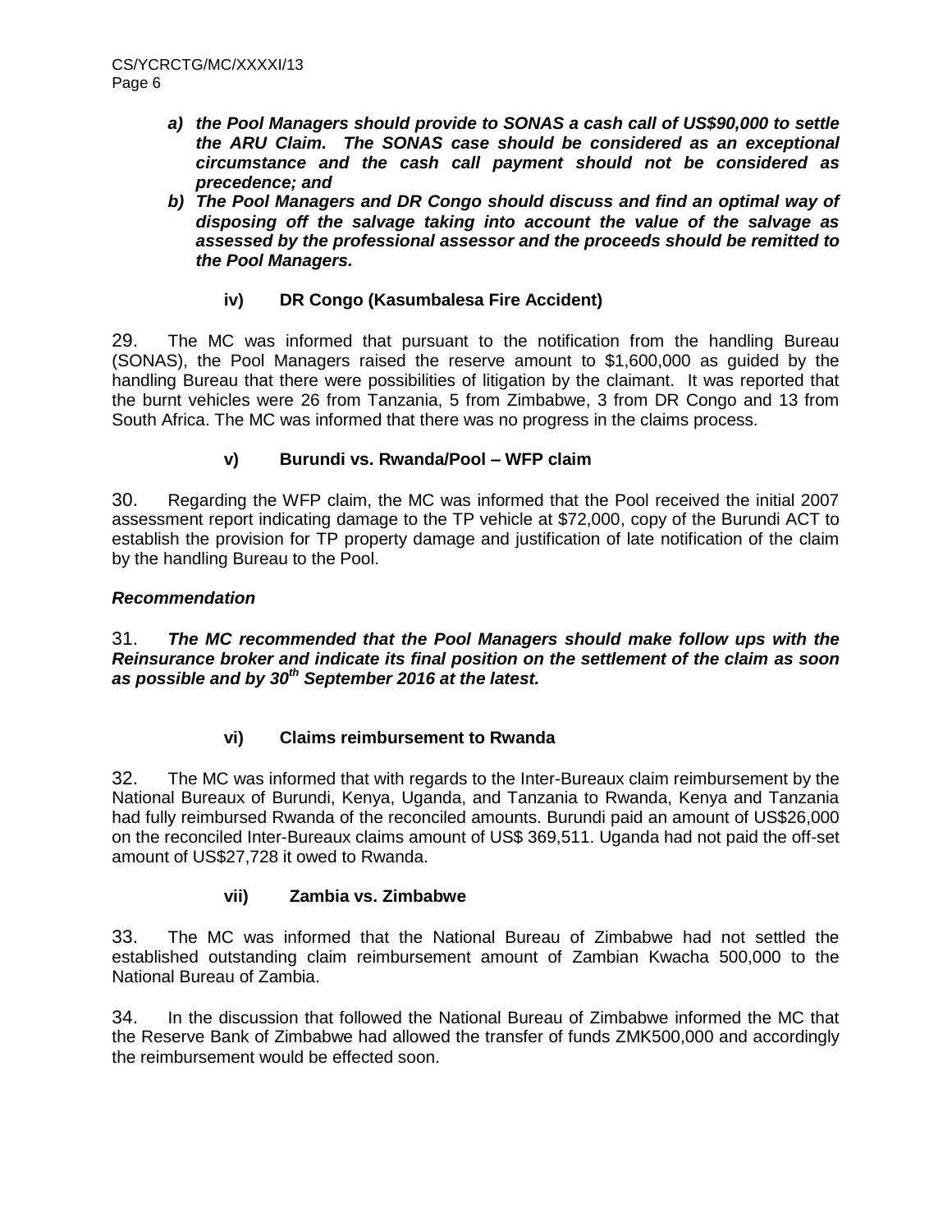***a) the Pool Managers should provide to SONAS a cash call of US$90,000 to settle the ARU Claim. The SONAS case should be considered as an exceptional circumstance and the cash call payment should not be considered as precedence; and***

***b) The Pool Managers and DR Congo should discuss and find an optimal way of disposing off the salvage taking into account the value of the salvage as assessed by the professional assessor and the proceeds should be remitted to the Pool Managers.***

### iv) DR Congo (Kasumbalesa Fire Accident)

29. The MC was informed that pursuant to the notification from the handling Bureau (SONAS), the Pool Managers raised the reserve amount to $1,600,000 as guided by the handling Bureau that there were possibilities of litigation by the claimant. It was reported that the burnt vehicles were 26 from Tanzania, 5 from Zimbabwe, 3 from DR Congo and 13 from South Africa. The MC was informed that there was no progress in the claims process.

### v) Burundi vs. Rwanda/Pool – WFP claim

30. Regarding the WFP claim, the MC was informed that the Pool received the initial 2007 assessment report indicating damage to the TP vehicle at $72,000, copy of the Burundi ACT to establish the provision for TP property damage and justification of late notification of the claim by the handling Bureau to the Pool.

***Recommendation***

31. ***The MC recommended that the Pool Managers should make follow ups with the Reinsurance broker and indicate its final position on the settlement of the claim as soon as possible and by 30th September 2016 at the latest.***

### vi) Claims reimbursement to Rwanda

32. The MC was informed that with regards to the Inter-Bureaux claim reimbursement by the National Bureaux of Burundi, Kenya, Uganda, and Tanzania to Rwanda, Kenya and Tanzania had fully reimbursed Rwanda of the reconciled amounts. Burundi paid an amount of US$26,000 on the reconciled Inter-Bureaux claims amount of US$ 369,511. Uganda had not paid the off-set amount of US$27,728 it owed to Rwanda.

### vii) Zambia vs. Zimbabwe

33. The MC was informed that the National Bureau of Zimbabwe had not settled the established outstanding claim reimbursement amount of Zambian Kwacha 500,000 to the National Bureau of Zambia.

34. In the discussion that followed the National Bureau of Zimbabwe informed the MC that the Reserve Bank of Zimbabwe had allowed the transfer of funds ZMK500,000 and accordingly the reimbursement would be effected soon.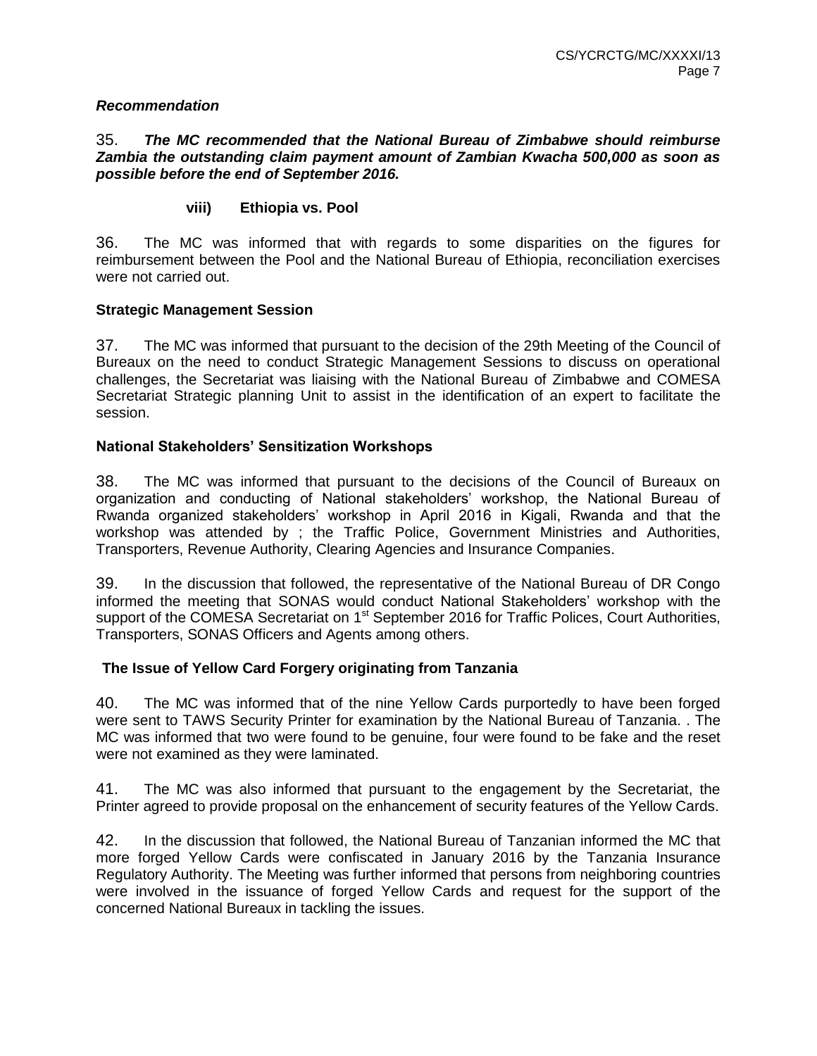***Recommendation***

35. ***The MC recommended that the National Bureau of Zimbabwe should reimburse Zambia the outstanding claim payment amount of Zambian Kwacha 500,000 as soon as possible before the end of September 2016.***

**viii) Ethiopia vs. Pool**

36. The MC was informed that with regards to some disparities on the figures for reimbursement between the Pool and the National Bureau of Ethiopia, reconciliation exercises were not carried out.

**Strategic Management Session**

37. The MC was informed that pursuant to the decision of the 29th Meeting of the Council of Bureaux on the need to conduct Strategic Management Sessions to discuss on operational challenges, the Secretariat was liaising with the National Bureau of Zimbabwe and COMESA Secretariat Strategic planning Unit to assist in the identification of an expert to facilitate the session.

**National Stakeholders' Sensitization Workshops**

38. The MC was informed that pursuant to the decisions of the Council of Bureaux on organization and conducting of National stakeholders' workshop, the National Bureau of Rwanda organized stakeholders' workshop in April 2016 in Kigali, Rwanda and that the workshop was attended by ; the Traffic Police, Government Ministries and Authorities, Transporters, Revenue Authority, Clearing Agencies and Insurance Companies.

39. In the discussion that followed, the representative of the National Bureau of DR Congo informed the meeting that SONAS would conduct National Stakeholders' workshop with the support of the COMESA Secretariat on 1st September 2016 for Traffic Polices, Court Authorities, Transporters, SONAS Officers and Agents among others.

**The Issue of Yellow Card Forgery originating from Tanzania**

40. The MC was informed that of the nine Yellow Cards purportedly to have been forged were sent to TAWS Security Printer for examination by the National Bureau of Tanzania. . The MC was informed that two were found to be genuine, four were found to be fake and the reset were not examined as they were laminated.

41. The MC was also informed that pursuant to the engagement by the Secretariat, the Printer agreed to provide proposal on the enhancement of security features of the Yellow Cards.

42. In the discussion that followed, the National Bureau of Tanzanian informed the MC that more forged Yellow Cards were confiscated in January 2016 by the Tanzania Insurance Regulatory Authority. The Meeting was further informed that persons from neighboring countries were involved in the issuance of forged Yellow Cards and request for the support of the concerned National Bureaux in tackling the issues.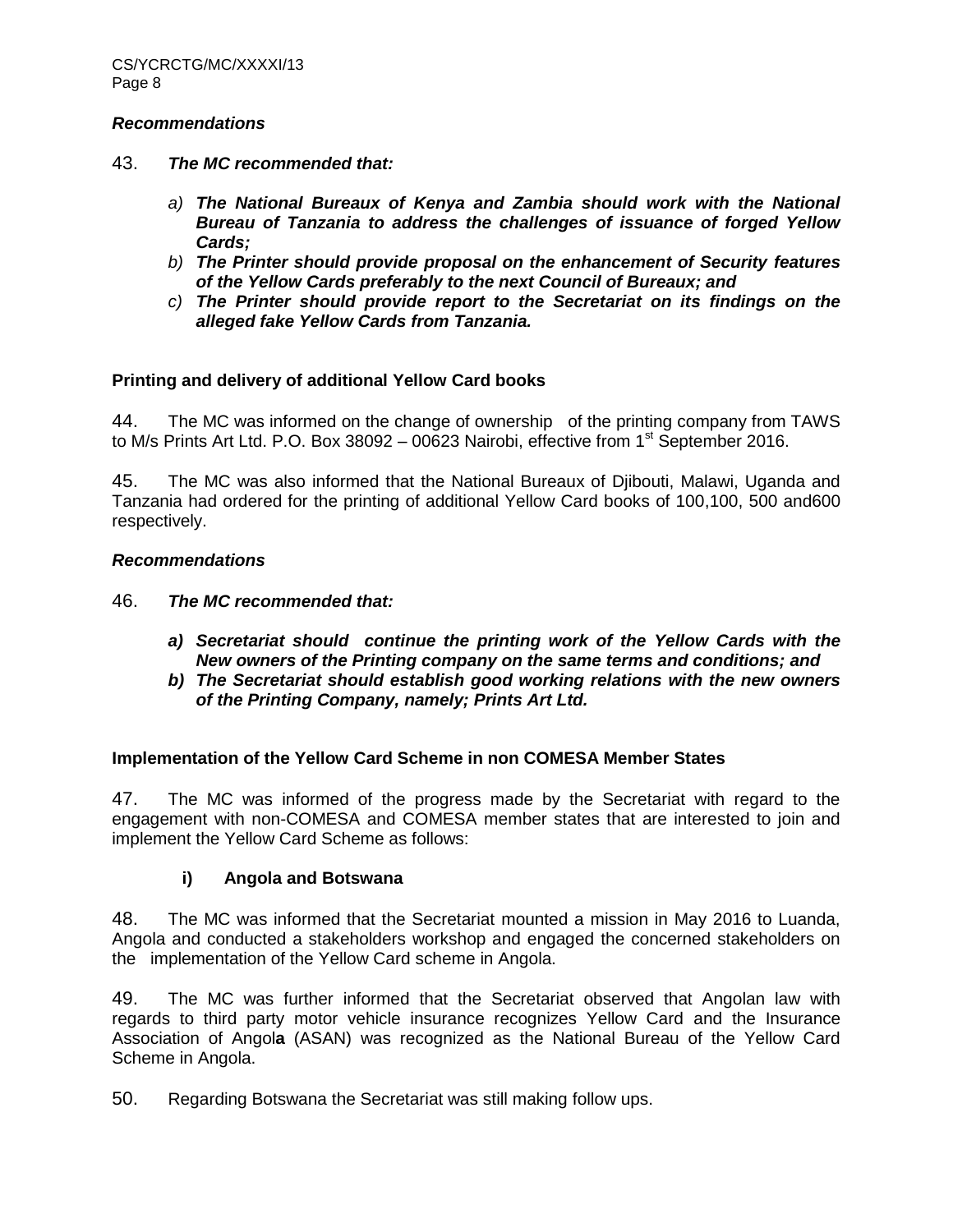### *Recommendations*

43. ***The MC recommended that:***

*a)* ***The National Bureaux of Kenya and Zambia should work with the National Bureau of Tanzania to address the challenges of issuance of forged Yellow Cards;***

*b)* ***The Printer should provide proposal on the enhancement of Security features of the Yellow Cards preferably to the next Council of Bureaux; and***

*c)* ***The Printer should provide report to the Secretariat on its findings on the alleged fake Yellow Cards from Tanzania.***

### **Printing and delivery of additional Yellow Card books**

44. The MC was informed on the change of ownership of the printing company from TAWS to M/s Prints Art Ltd. P.O. Box 38092 – 00623 Nairobi, effective from 1st September 2016.

45. The MC was also informed that the National Bureaux of Djibouti, Malawi, Uganda and Tanzania had ordered for the printing of additional Yellow Card books of 100,100, 500 and600 respectively.

### *Recommendations*

46. ***The MC recommended that:***

***a) Secretariat should continue the printing work of the Yellow Cards with the New owners of the Printing company on the same terms and conditions; and***

***b) The Secretariat should establish good working relations with the new owners of the Printing Company, namely; Prints Art Ltd.***

### **Implementation of the Yellow Card Scheme in non COMESA Member States**

47. The MC was informed of the progress made by the Secretariat with regard to the engagement with non-COMESA and COMESA member states that are interested to join and implement the Yellow Card Scheme as follows:

#### **i) Angola and Botswana**

48. The MC was informed that the Secretariat mounted a mission in May 2016 to Luanda, Angola and conducted a stakeholders workshop and engaged the concerned stakeholders on the implementation of the Yellow Card scheme in Angola.

49. The MC was further informed that the Secretariat observed that Angolan law with regards to third party motor vehicle insurance recognizes Yellow Card and the Insurance Association of Angol**a** (ASAN) was recognized as the National Bureau of the Yellow Card Scheme in Angola.

50. Regarding Botswana the Secretariat was still making follow ups.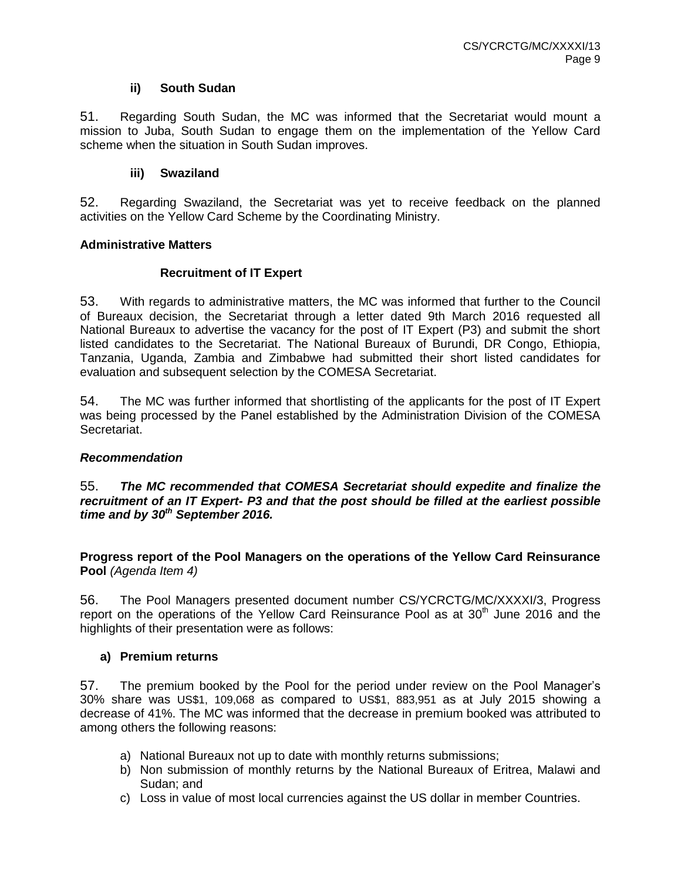**ii) South Sudan**

51. Regarding South Sudan, the MC was informed that the Secretariat would mount a mission to Juba, South Sudan to engage them on the implementation of the Yellow Card scheme when the situation in South Sudan improves.

**iii) Swaziland**

52. Regarding Swaziland, the Secretariat was yet to receive feedback on the planned activities on the Yellow Card Scheme by the Coordinating Ministry.

**Administrative Matters**

**Recruitment of IT Expert**

53. With regards to administrative matters, the MC was informed that further to the Council of Bureaux decision, the Secretariat through a letter dated 9th March 2016 requested all National Bureaux to advertise the vacancy for the post of IT Expert (P3) and submit the short listed candidates to the Secretariat. The National Bureaux of Burundi, DR Congo, Ethiopia, Tanzania, Uganda, Zambia and Zimbabwe had submitted their short listed candidates for evaluation and subsequent selection by the COMESA Secretariat.

54. The MC was further informed that shortlisting of the applicants for the post of IT Expert was being processed by the Panel established by the Administration Division of the COMESA Secretariat.

***Recommendation***

55. ***The MC recommended that COMESA Secretariat should expedite and finalize the recruitment of an IT Expert- P3 and that the post should be filled at the earliest possible time and by 30th September 2016.***

**Progress report of the Pool Managers on the operations of the Yellow Card Reinsurance Pool** *(Agenda Item 4)*

56. The Pool Managers presented document number CS/YCRCTG/MC/XXXXI/3, Progress report on the operations of the Yellow Card Reinsurance Pool as at 30th June 2016 and the highlights of their presentation were as follows:

**a) Premium returns**

57. The premium booked by the Pool for the period under review on the Pool Manager's 30% share was US$1, 109,068 as compared to US$1, 883,951 as at July 2015 showing a decrease of 41%. The MC was informed that the decrease in premium booked was attributed to among others the following reasons:

a) National Bureaux not up to date with monthly returns submissions;
b) Non submission of monthly returns by the National Bureaux of Eritrea, Malawi and Sudan; and
c) Loss in value of most local currencies against the US dollar in member Countries.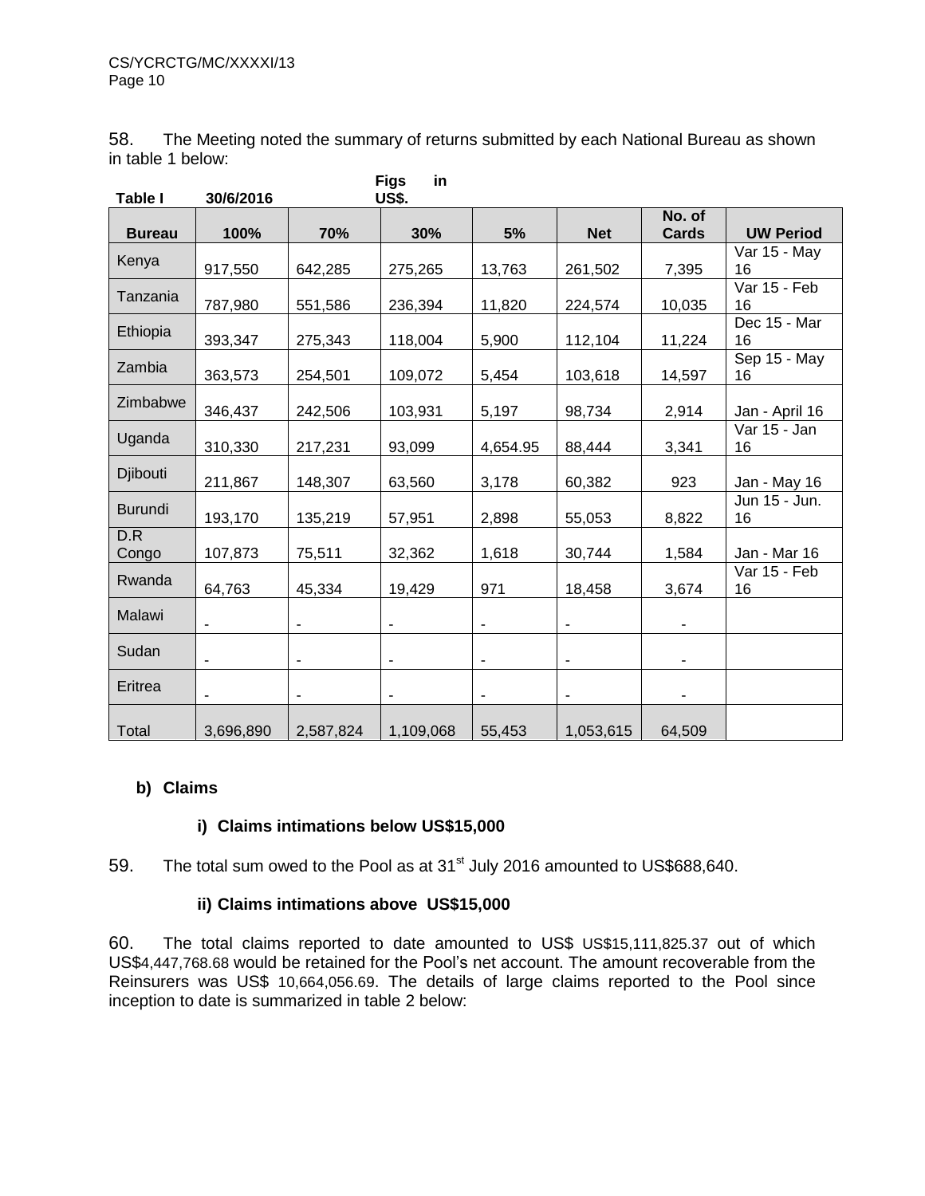58. The Meeting noted the summary of returns submitted by each National Bureau as shown in table 1 below:

**Table I** **30/6/2016** **Figs in US$.**

| Bureau | 100% | 70% | 30% | 5% | Net | No. of Cards | UW Period |
|---|---|---|---|---|---|---|---|
| Kenya | 917,550 | 642,285 | 275,265 | 13,763 | 261,502 | 7,395 | Var 15 - May 16 |
| Tanzania | 787,980 | 551,586 | 236,394 | 11,820 | 224,574 | 10,035 | Var 15 - Feb 16 |
| Ethiopia | 393,347 | 275,343 | 118,004 | 5,900 | 112,104 | 11,224 | Dec 15 - Mar 16 |
| Zambia | 363,573 | 254,501 | 109,072 | 5,454 | 103,618 | 14,597 | Sep 15 - May 16 |
| Zimbabwe | 346,437 | 242,506 | 103,931 | 5,197 | 98,734 | 2,914 | Jan - April 16 |
| Uganda | 310,330 | 217,231 | 93,099 | 4,654.95 | 88,444 | 3,341 | Var 15 - Jan 16 |
| Djibouti | 211,867 | 148,307 | 63,560 | 3,178 | 60,382 | 923 | Jan - May 16 |
| Burundi | 193,170 | 135,219 | 57,951 | 2,898 | 55,053 | 8,822 | Jun 15 - Jun. 16 |
| D.R Congo | 107,873 | 75,511 | 32,362 | 1,618 | 30,744 | 1,584 | Jan - Mar 16 |
| Rwanda | 64,763 | 45,334 | 19,429 | 971 | 18,458 | 3,674 | Var 15 - Feb 16 |
| Malawi | - | - | - | - | - | - | |
| Sudan | - | - | - | - | - | - | |
| Eritrea | - | - | - | - | - | - | |
| Total | 3,696,890 | 2,587,824 | 1,109,068 | 55,453 | 1,053,615 | 64,509 | |

**b) Claims**

**i) Claims intimations below US$15,000**

59. The total sum owed to the Pool as at 31st July 2016 amounted to US$688,640.

**ii) Claims intimations above US$15,000**

60. The total claims reported to date amounted to US$ US$15,111,825.37 out of which US$4,447,768.68 would be retained for the Pool's net account. The amount recoverable from the Reinsurers was US$ 10,664,056.69. The details of large claims reported to the Pool since inception to date is summarized in table 2 below: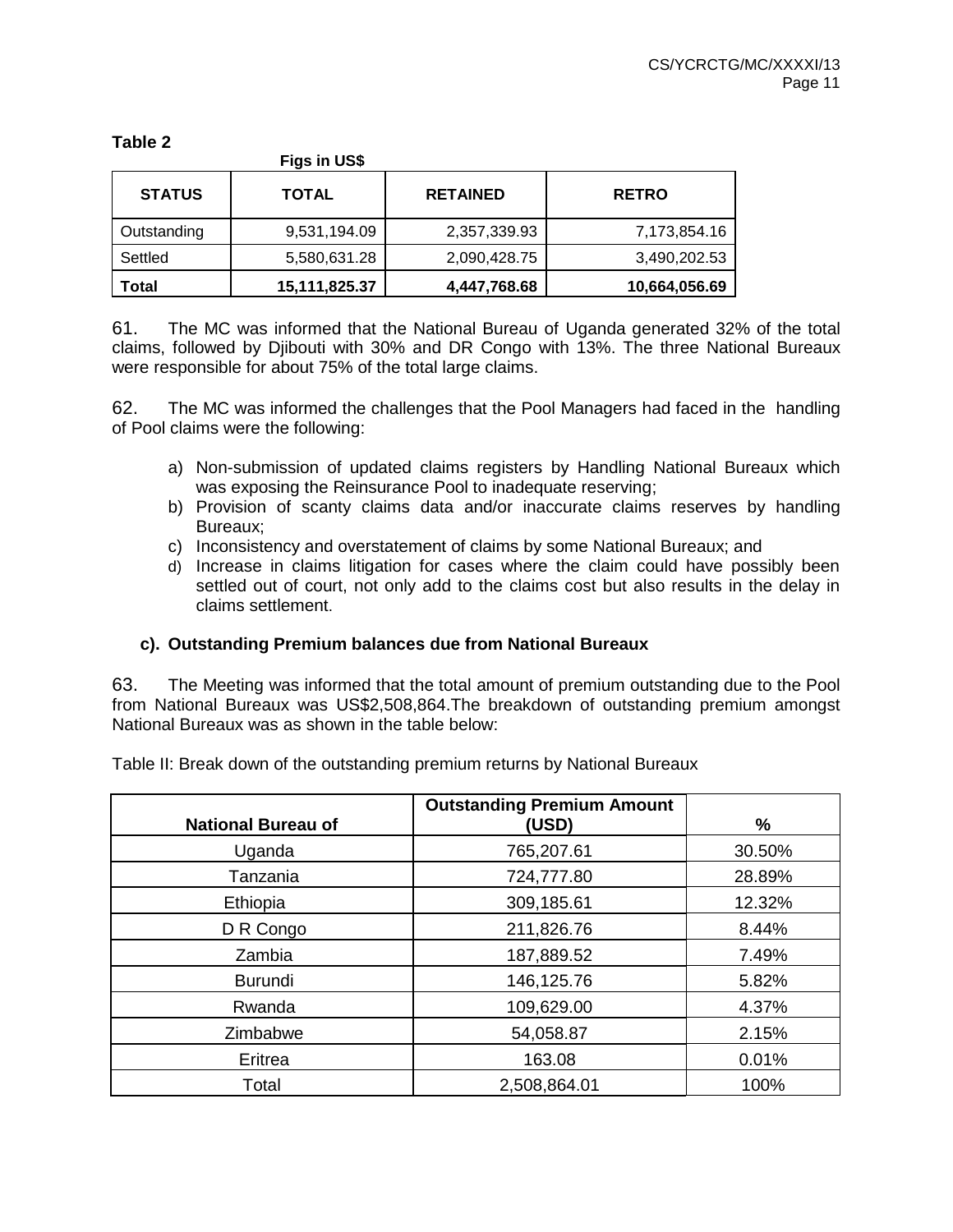**Table 2**

**Figs in US$**

| STATUS | TOTAL | RETAINED | RETRO |
|---|---|---|---|
| Outstanding | 9,531,194.09 | 2,357,339.93 | 7,173,854.16 |
| Settled | 5,580,631.28 | 2,090,428.75 | 3,490,202.53 |
| **Total** | **15,111,825.37** | **4,447,768.68** | **10,664,056.69** |

61. The MC was informed that the National Bureau of Uganda generated 32% of the total claims, followed by Djibouti with 30% and DR Congo with 13%. The three National Bureaux were responsible for about 75% of the total large claims.

62. The MC was informed the challenges that the Pool Managers had faced in the handling of Pool claims were the following:

a) Non-submission of updated claims registers by Handling National Bureaux which was exposing the Reinsurance Pool to inadequate reserving;
b) Provision of scanty claims data and/or inaccurate claims reserves by handling Bureaux;
c) Inconsistency and overstatement of claims by some National Bureaux; and
d) Increase in claims litigation for cases where the claim could have possibly been settled out of court, not only add to the claims cost but also results in the delay in claims settlement.

### c). Outstanding Premium balances due from National Bureaux

63. The Meeting was informed that the total amount of premium outstanding due to the Pool from National Bureaux was US$2,508,864.The breakdown of outstanding premium amongst National Bureaux was as shown in the table below:

Table II: Break down of the outstanding premium returns by National Bureaux

| National Bureau of | Outstanding Premium Amount (USD) | % |
|---|---|---|
| Uganda | 765,207.61 | 30.50% |
| Tanzania | 724,777.80 | 28.89% |
| Ethiopia | 309,185.61 | 12.32% |
| D R Congo | 211,826.76 | 8.44% |
| Zambia | 187,889.52 | 7.49% |
| Burundi | 146,125.76 | 5.82% |
| Rwanda | 109,629.00 | 4.37% |
| Zimbabwe | 54,058.87 | 2.15% |
| Eritrea | 163.08 | 0.01% |
| Total | 2,508,864.01 | 100% |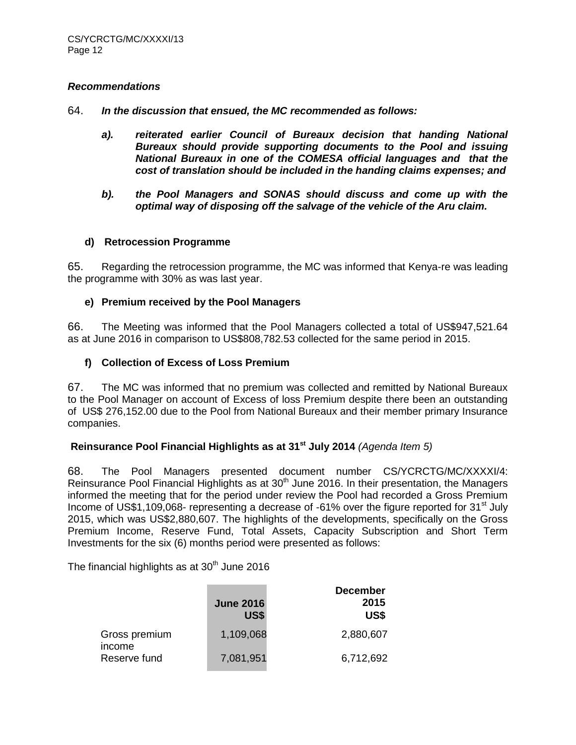### *Recommendations*

64. ***In the discussion that ensued, the MC recommended as follows:***

- ***a). reiterated earlier Council of Bureaux decision that handing National Bureaux should provide supporting documents to the Pool and issuing National Bureaux in one of the COMESA official languages and that the cost of translation should be included in the handing claims expenses; and***

- ***b). the Pool Managers and SONAS should discuss and come up with the optimal way of disposing off the salvage of the vehicle of the Aru claim.***

**d) Retrocession Programme**

65. Regarding the retrocession programme, the MC was informed that Kenya-re was leading the programme with 30% as was last year.

**e) Premium received by the Pool Managers**

66. The Meeting was informed that the Pool Managers collected a total of US$947,521.64 as at June 2016 in comparison to US$808,782.53 collected for the same period in 2015.

**f) Collection of Excess of Loss Premium**

67. The MC was informed that no premium was collected and remitted by National Bureaux to the Pool Manager on account of Excess of loss Premium despite there been an outstanding of US$ 276,152.00 due to the Pool from National Bureaux and their member primary Insurance companies.

**Reinsurance Pool Financial Highlights as at 31st July 2014** *(Agenda Item 5)*

68. The Pool Managers presented document number CS/YCRCTG/MC/XXXXI/4: Reinsurance Pool Financial Highlights as at 30th June 2016. In their presentation, the Managers informed the meeting that for the period under review the Pool had recorded a Gross Premium Income of US$1,109,068- representing a decrease of -61% over the figure reported for 31st July 2015, which was US$2,880,607. The highlights of the developments, specifically on the Gross Premium Income, Reserve Fund, Total Assets, Capacity Subscription and Short Term Investments for the six (6) months period were presented as follows:

The financial highlights as at 30th June 2016

| | **June 2016 US$** | **December 2015 US$** |
|---|---|---|
| Gross premium income | 1,109,068 | 2,880,607 |
| Reserve fund | 7,081,951 | 6,712,692 |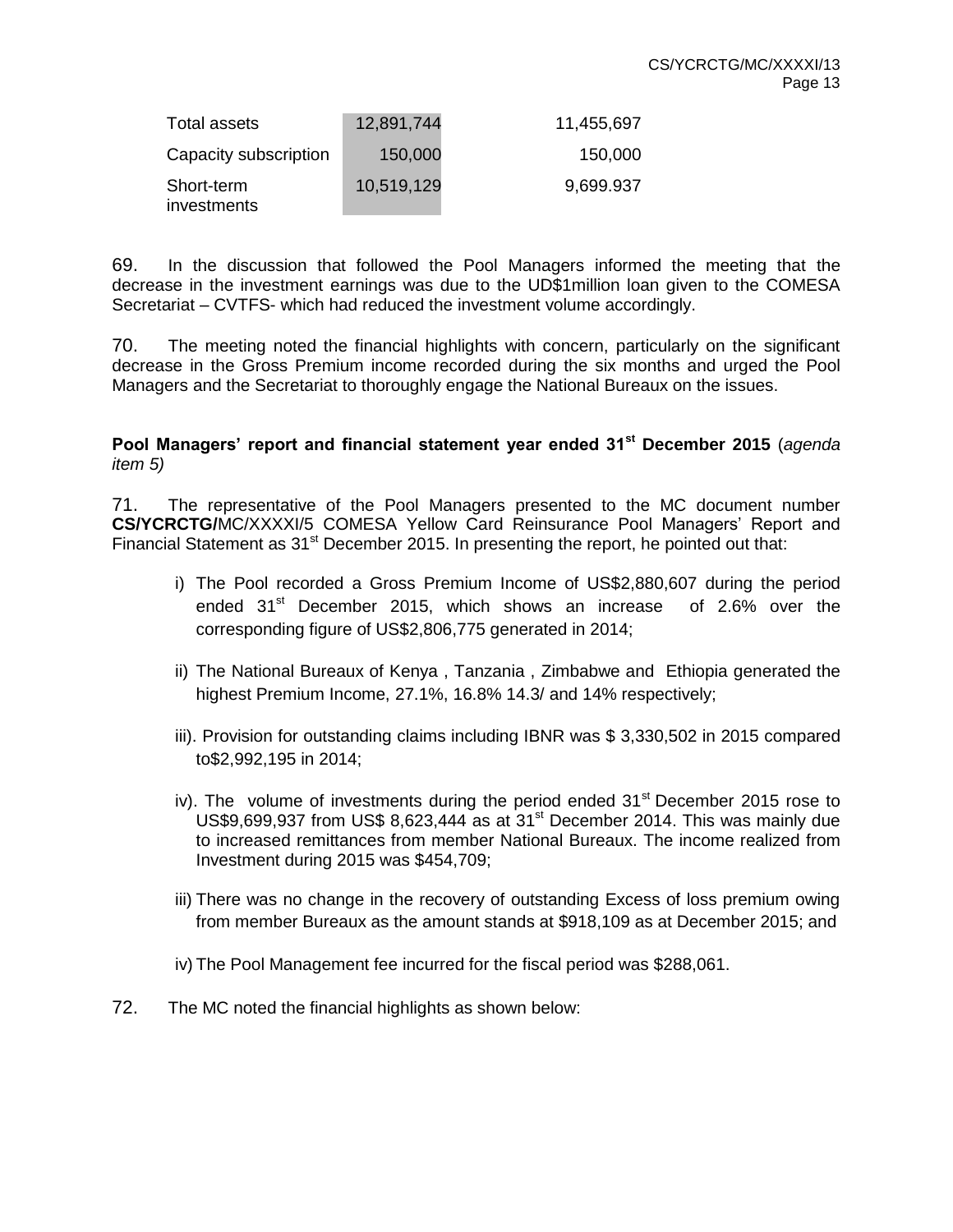| Total assets | 12,891,744 | 11,455,697 |
|---|---|---|
| Capacity subscription | 150,000 | 150,000 |
| Short-term investments | 10,519,129 | 9,699.937 |

69. In the discussion that followed the Pool Managers informed the meeting that the decrease in the investment earnings was due to the UD$1million loan given to the COMESA Secretariat – CVTFS- which had reduced the investment volume accordingly.

70. The meeting noted the financial highlights with concern, particularly on the significant decrease in the Gross Premium income recorded during the six months and urged the Pool Managers and the Secretariat to thoroughly engage the National Bureaux on the issues.

**Pool Managers' report and financial statement year ended 31st December 2015** (*agenda item 5)*

71. The representative of the Pool Managers presented to the MC document number **CS/YCRCTG/**MC/XXXXI/5 COMESA Yellow Card Reinsurance Pool Managers' Report and Financial Statement as 31st December 2015. In presenting the report, he pointed out that:

i) The Pool recorded a Gross Premium Income of US$2,880,607 during the period ended 31st December 2015, which shows an increase of 2.6% over the corresponding figure of US$2,806,775 generated in 2014;

ii) The National Bureaux of Kenya , Tanzania , Zimbabwe and Ethiopia generated the highest Premium Income, 27.1%, 16.8% 14.3/ and 14% respectively;

iii). Provision for outstanding claims including IBNR was $ 3,330,502 in 2015 compared to$2,992,195 in 2014;

iv). The volume of investments during the period ended 31st December 2015 rose to US$9,699,937 from US$ 8,623,444 as at 31st December 2014. This was mainly due to increased remittances from member National Bureaux. The income realized from Investment during 2015 was $454,709;

iii) There was no change in the recovery of outstanding Excess of loss premium owing from member Bureaux as the amount stands at $918,109 as at December 2015; and

iv) The Pool Management fee incurred for the fiscal period was $288,061.

72. The MC noted the financial highlights as shown below: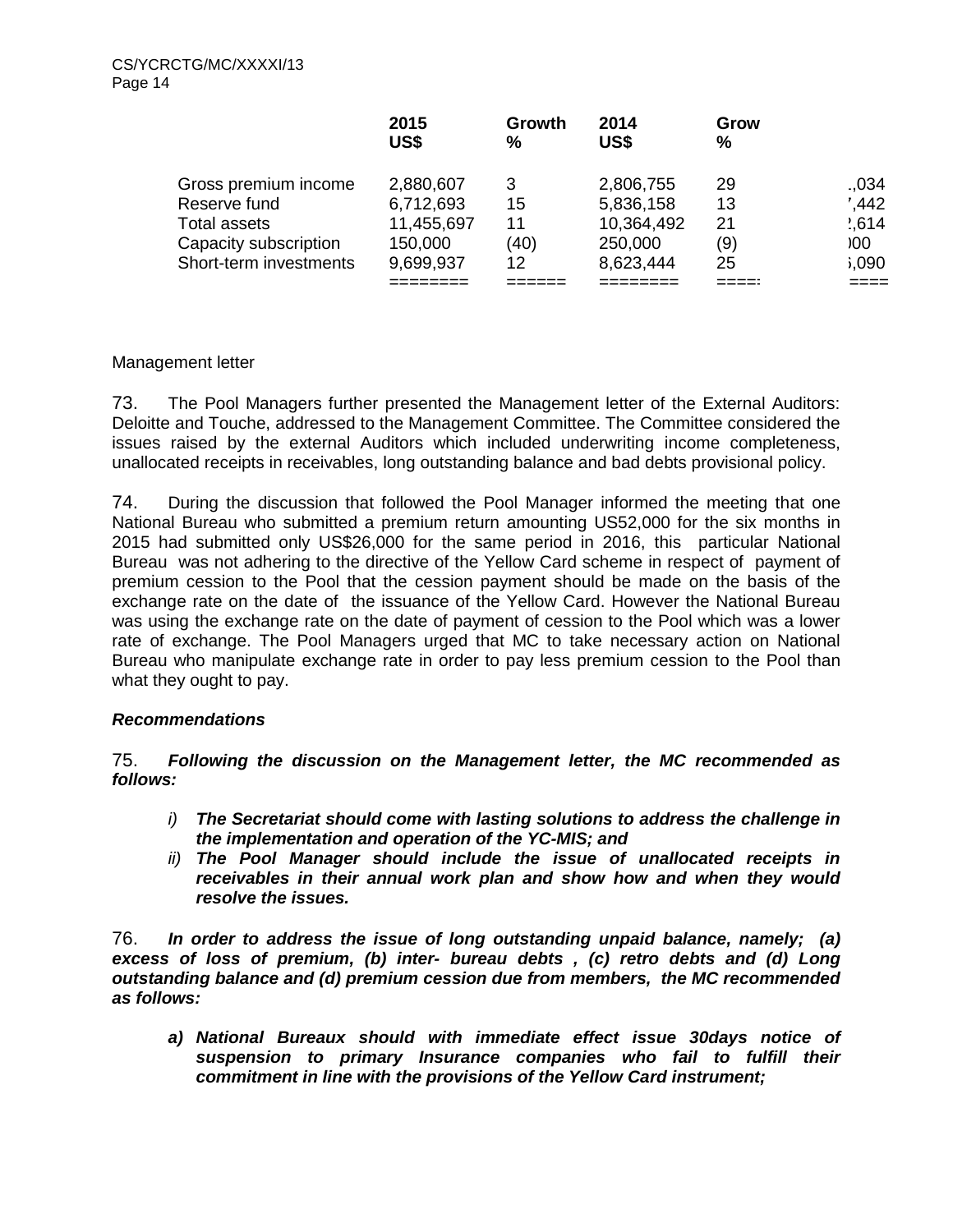| | 2015 US$ | Growth % | 2014 US$ | Grow % | |
|---|---|---|---|---|---|
| Gross premium income | 2,880,607 | 3 | 2,806,755 | 29 | .,034 |
| Reserve fund | 6,712,693 | 15 | 5,836,158 | 13 | ',442 |
| Total assets | 11,455,697 | 11 | 10,364,492 | 21 | !,614 |
| Capacity subscription | 150,000 | (40) | 250,000 | (9) | )00 |
| Short-term investments | 9,699,937 | 12 | 8,623,444 | 25 | ,090 |

Management letter

73. The Pool Managers further presented the Management letter of the External Auditors: Deloitte and Touche, addressed to the Management Committee. The Committee considered the issues raised by the external Auditors which included underwriting income completeness, unallocated receipts in receivables, long outstanding balance and bad debts provisional policy.

74. During the discussion that followed the Pool Manager informed the meeting that one National Bureau who submitted a premium return amounting US52,000 for the six months in 2015 had submitted only US$26,000 for the same period in 2016, this particular National Bureau was not adhering to the directive of the Yellow Card scheme in respect of payment of premium cession to the Pool that the cession payment should be made on the basis of the exchange rate on the date of the issuance of the Yellow Card. However the National Bureau was using the exchange rate on the date of payment of cession to the Pool which was a lower rate of exchange. The Pool Managers urged that MC to take necessary action on National Bureau who manipulate exchange rate in order to pay less premium cession to the Pool than what they ought to pay.

***Recommendations***

75. ***Following the discussion on the Management letter, the MC recommended as follows:***

*i)* ***The Secretariat should come with lasting solutions to address the challenge in the implementation and operation of the YC-MIS; and***

*ii)* ***The Pool Manager should include the issue of unallocated receipts in receivables in their annual work plan and show how and when they would resolve the issues.***

76. ***In order to address the issue of long outstanding unpaid balance, namely; (a) excess of loss of premium, (b) inter- bureau debts , (c) retro debts and (d) Long outstanding balance and (d) premium cession due from members, the MC recommended as follows:***

***a) National Bureaux should with immediate effect issue 30days notice of suspension to primary Insurance companies who fail to fulfill their commitment in line with the provisions of the Yellow Card instrument;***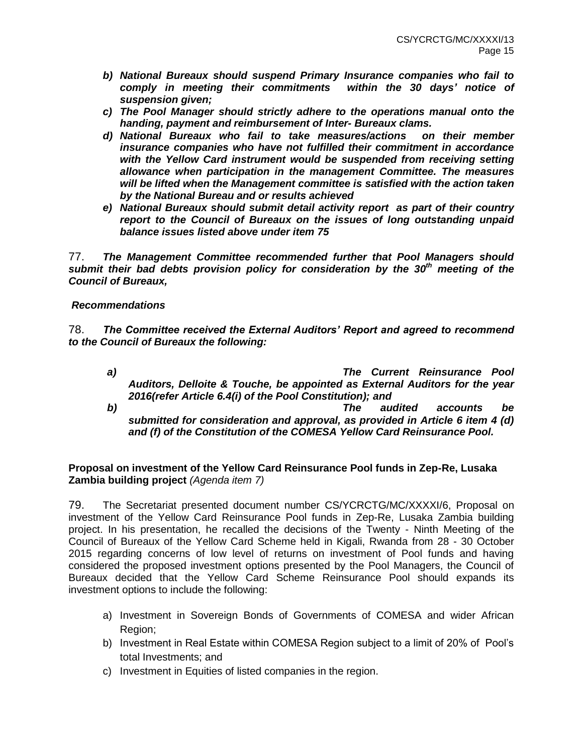- ***b) National Bureaux should suspend Primary Insurance companies who fail to comply in meeting their commitments within the 30 days' notice of suspension given;***
- ***c) The Pool Manager should strictly adhere to the operations manual onto the handing, payment and reimbursement of Inter- Bureaux clams.***
- ***d) National Bureaux who fail to take measures/actions on their member insurance companies who have not fulfilled their commitment in accordance with the Yellow Card instrument would be suspended from receiving setting allowance when participation in the management Committee. The measures will be lifted when the Management committee is satisfied with the action taken by the National Bureau and or results achieved***
- ***e) National Bureaux should submit detail activity report as part of their country report to the Council of Bureaux on the issues of long outstanding unpaid balance issues listed above under item 75***

77. ***The Management Committee recommended further that Pool Managers should submit their bad debts provision policy for consideration by the 30th meeting of the Council of Bureaux,***

***Recommendations***

78. ***The Committee received the External Auditors' Report and agreed to recommend to the Council of Bureaux the following:***

- ***a) The Current Reinsurance Pool Auditors, Delloite & Touche, be appointed as External Auditors for the year 2016(refer Article 6.4(i) of the Pool Constitution); and***
- ***b) The audited accounts be submitted for consideration and approval, as provided in Article 6 item 4 (d) and (f) of the Constitution of the COMESA Yellow Card Reinsurance Pool.***

**Proposal on investment of the Yellow Card Reinsurance Pool funds in Zep-Re, Lusaka Zambia building project** *(Agenda item 7)*

79. The Secretariat presented document number CS/YCRCTG/MC/XXXXI/6, Proposal on investment of the Yellow Card Reinsurance Pool funds in Zep-Re, Lusaka Zambia building project. In his presentation, he recalled the decisions of the Twenty - Ninth Meeting of the Council of Bureaux of the Yellow Card Scheme held in Kigali, Rwanda from 28 - 30 October 2015 regarding concerns of low level of returns on investment of Pool funds and having considered the proposed investment options presented by the Pool Managers, the Council of Bureaux decided that the Yellow Card Scheme Reinsurance Pool should expands its investment options to include the following:

- a) Investment in Sovereign Bonds of Governments of COMESA and wider African Region;
- b) Investment in Real Estate within COMESA Region subject to a limit of 20% of Pool's total Investments; and
- c) Investment in Equities of listed companies in the region.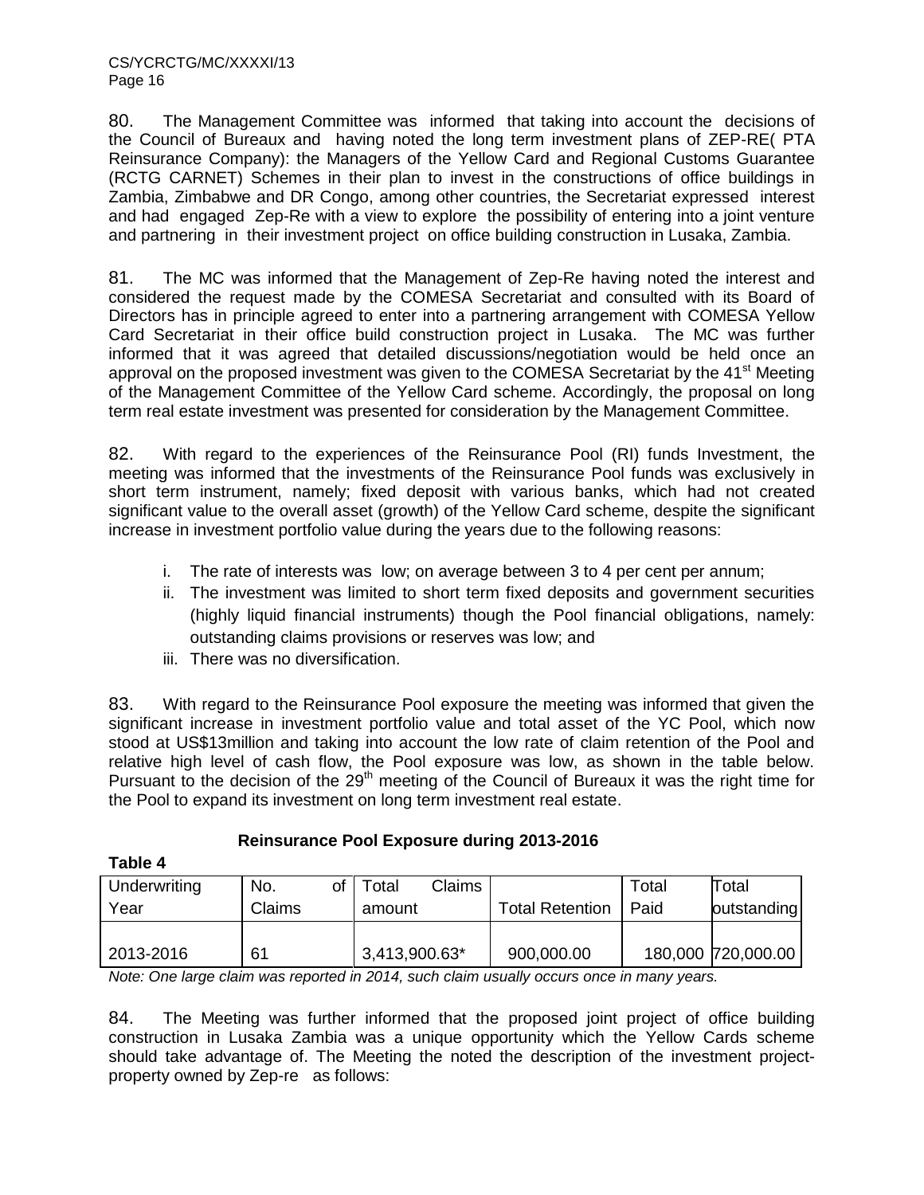80. The Management Committee was informed that taking into account the decisions of the Council of Bureaux and having noted the long term investment plans of ZEP-RE( PTA Reinsurance Company): the Managers of the Yellow Card and Regional Customs Guarantee (RCTG CARNET) Schemes in their plan to invest in the constructions of office buildings in Zambia, Zimbabwe and DR Congo, among other countries, the Secretariat expressed interest and had engaged Zep-Re with a view to explore the possibility of entering into a joint venture and partnering in their investment project on office building construction in Lusaka, Zambia.

81. The MC was informed that the Management of Zep-Re having noted the interest and considered the request made by the COMESA Secretariat and consulted with its Board of Directors has in principle agreed to enter into a partnering arrangement with COMESA Yellow Card Secretariat in their office build construction project in Lusaka. The MC was further informed that it was agreed that detailed discussions/negotiation would be held once an approval on the proposed investment was given to the COMESA Secretariat by the 41st Meeting of the Management Committee of the Yellow Card scheme. Accordingly, the proposal on long term real estate investment was presented for consideration by the Management Committee.

82. With regard to the experiences of the Reinsurance Pool (RI) funds Investment, the meeting was informed that the investments of the Reinsurance Pool funds was exclusively in short term instrument, namely; fixed deposit with various banks, which had not created significant value to the overall asset (growth) of the Yellow Card scheme, despite the significant increase in investment portfolio value during the years due to the following reasons:

i. The rate of interests was low; on average between 3 to 4 per cent per annum;
ii. The investment was limited to short term fixed deposits and government securities (highly liquid financial instruments) though the Pool financial obligations, namely: outstanding claims provisions or reserves was low; and
iii. There was no diversification.

83. With regard to the Reinsurance Pool exposure the meeting was informed that given the significant increase in investment portfolio value and total asset of the YC Pool, which now stood at US$13million and taking into account the low rate of claim retention of the Pool and relative high level of cash flow, the Pool exposure was low, as shown in the table below. Pursuant to the decision of the 29th meeting of the Council of Bureaux it was the right time for the Pool to expand its investment on long term investment real estate.

**Reinsurance Pool Exposure during 2013-2016**

**Table 4**

| Underwriting Year | No. of Claims | Total Claims amount | Total Retention | Total Paid | Total outstanding |
|---|---|---|---|---|---|
| 2013-2016 | 61 | 3,413,900.63* | 900,000.00 | 180,000 | 720,000.00 |

*Note: One large claim was reported in 2014, such claim usually occurs once in many years.*

84. The Meeting was further informed that the proposed joint project of office building construction in Lusaka Zambia was a unique opportunity which the Yellow Cards scheme should take advantage of. The Meeting the noted the description of the investment project-property owned by Zep-re as follows: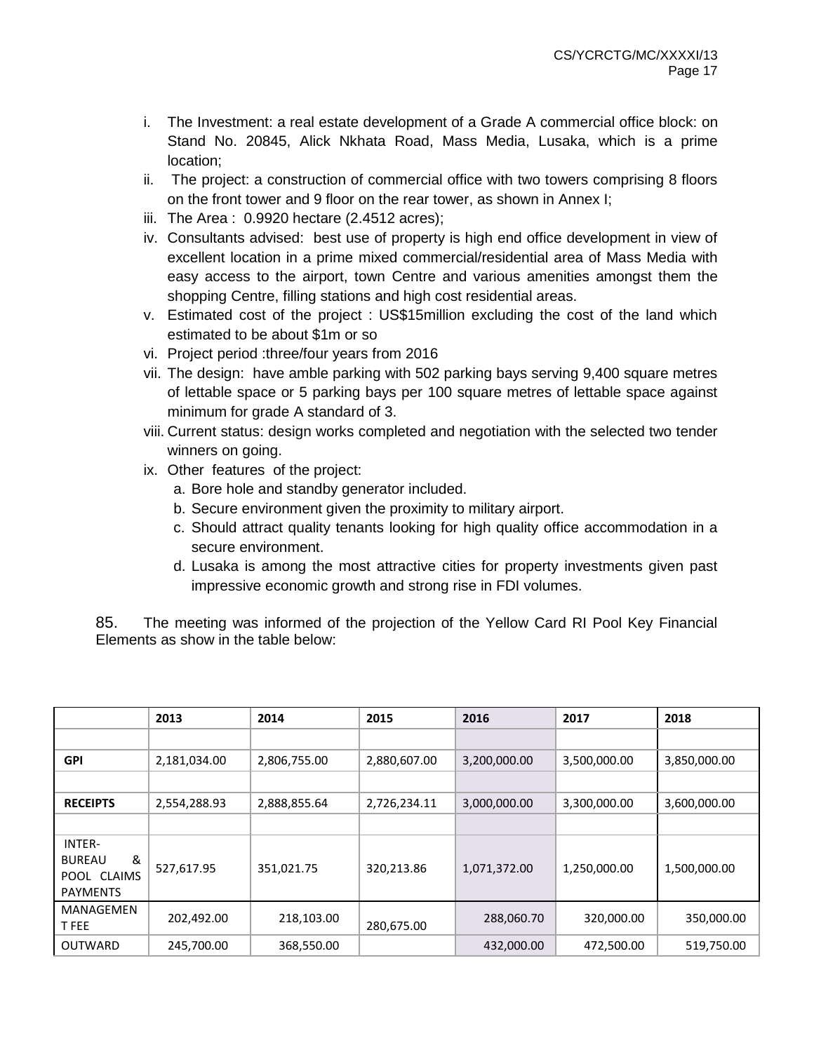i. The Investment: a real estate development of a Grade A commercial office block: on Stand No. 20845, Alick Nkhata Road, Mass Media, Lusaka, which is a prime location;
ii. The project: a construction of commercial office with two towers comprising 8 floors on the front tower and 9 floor on the rear tower, as shown in Annex I;
iii. The Area : 0.9920 hectare (2.4512 acres);
iv. Consultants advised: best use of property is high end office development in view of excellent location in a prime mixed commercial/residential area of Mass Media with easy access to the airport, town Centre and various amenities amongst them the shopping Centre, filling stations and high cost residential areas.
v. Estimated cost of the project : US$15million excluding the cost of the land which estimated to be about $1m or so
vi. Project period :three/four years from 2016
vii. The design: have amble parking with 502 parking bays serving 9,400 square metres of lettable space or 5 parking bays per 100 square metres of lettable space against minimum for grade A standard of 3.
viii. Current status: design works completed and negotiation with the selected two tender winners on going.
ix. Other features of the project:
   a. Bore hole and standby generator included.
   b. Secure environment given the proximity to military airport.
   c. Should attract quality tenants looking for high quality office accommodation in a secure environment.
   d. Lusaka is among the most attractive cities for property investments given past impressive economic growth and strong rise in FDI volumes.

85. The meeting was informed of the projection of the Yellow Card RI Pool Key Financial Elements as show in the table below:

| | **2013** | **2014** | **2015** | **2016** | **2017** | **2018** |
|---|---|---|---|---|---|---|
| | | | | | | |
| **GPI** | 2,181,034.00 | 2,806,755.00 | 2,880,607.00 | 3,200,000.00 | 3,500,000.00 | 3,850,000.00 |
| | | | | | | |
| **RECEIPTS** | 2,554,288.93 | 2,888,855.64 | 2,726,234.11 | 3,000,000.00 | 3,300,000.00 | 3,600,000.00 |
| | | | | | | |
| INTER-BUREAU & POOL CLAIMS PAYMENTS | 527,617.95 | 351,021.75 | 320,213.86 | 1,071,372.00 | 1,250,000.00 | 1,500,000.00 |
| MANAGEMENT FEE | 202,492.00 | 218,103.00 | 280,675.00 | 288,060.70 | 320,000.00 | 350,000.00 |
| OUTWARD | 245,700.00 | 368,550.00 | | 432,000.00 | 472,500.00 | 519,750.00 |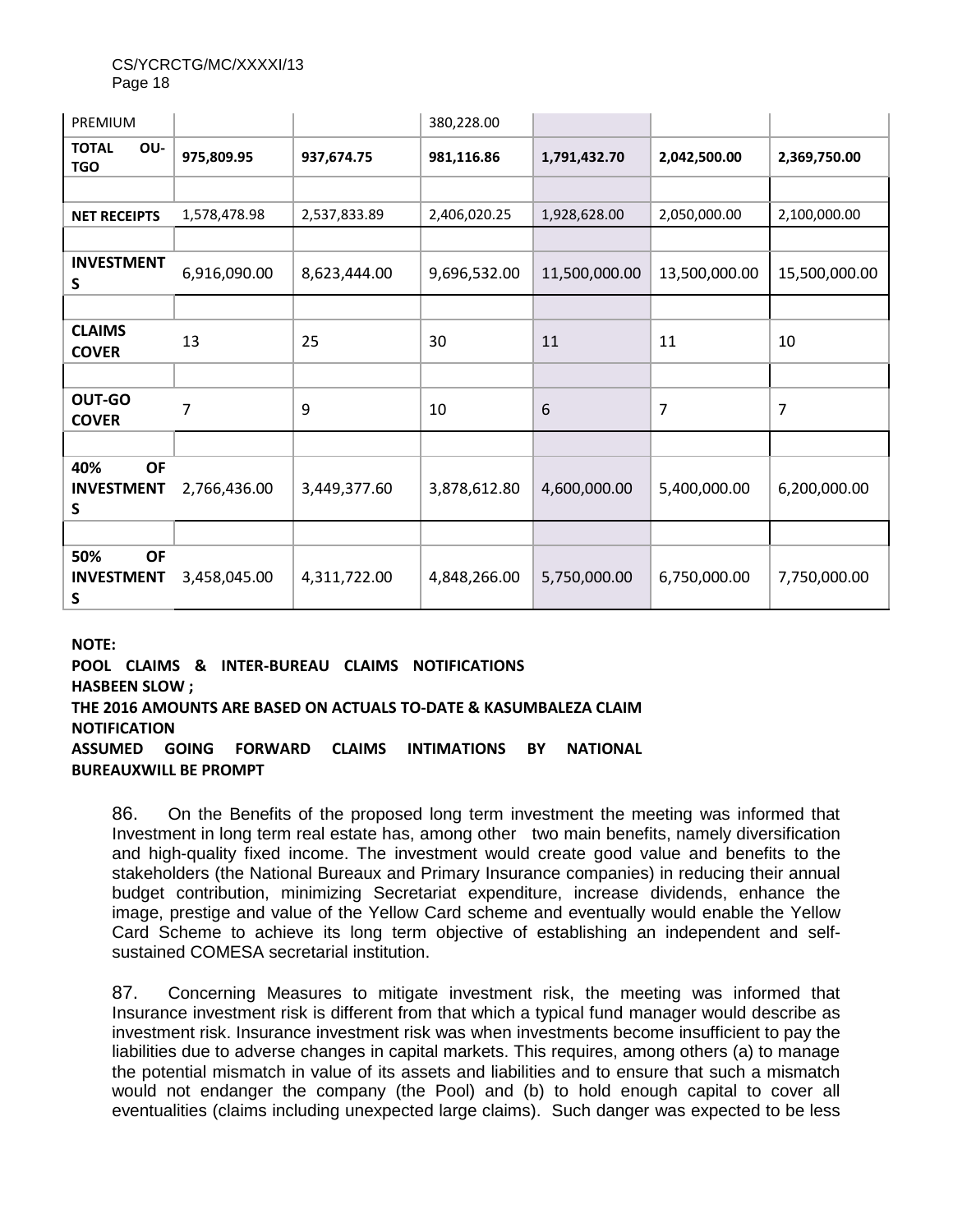| PREMIUM | | | 380,228.00 | | | |
|---|---|---|---|---|---|---|
| **TOTAL OU-TGO** | **975,809.95** | **937,674.75** | **981,116.86** | **1,791,432.70** | **2,042,500.00** | **2,369,750.00** |
| | | | | | | |
| **NET RECEIPTS** | 1,578,478.98 | 2,537,833.89 | 2,406,020.25 | 1,928,628.00 | 2,050,000.00 | 2,100,000.00 |
| | | | | | | |
| **INVESTMENTS** | 6,916,090.00 | 8,623,444.00 | 9,696,532.00 | 11,500,000.00 | 13,500,000.00 | 15,500,000.00 |
| | | | | | | |
| **CLAIMS COVER** | 13 | 25 | 30 | 11 | 11 | 10 |
| | | | | | | |
| **OUT-GO COVER** | 7 | 9 | 10 | 6 | 7 | 7 |
| | | | | | | |
| **40% OF INVESTMENTS** | 2,766,436.00 | 3,449,377.60 | 3,878,612.80 | 4,600,000.00 | 5,400,000.00 | 6,200,000.00 |
| | | | | | | |
| **50% OF INVESTMENTS** | 3,458,045.00 | 4,311,722.00 | 4,848,266.00 | 5,750,000.00 | 6,750,000.00 | 7,750,000.00 |

**NOTE:**
**POOL CLAIMS & INTER-BUREAU CLAIMS NOTIFICATIONS HASBEEN SLOW ;**
**THE 2016 AMOUNTS ARE BASED ON ACTUALS TO-DATE & KASUMBALEZA CLAIM NOTIFICATION**
**ASSUMED GOING FORWARD CLAIMS INTIMATIONS BY NATIONAL BUREAUXWILL BE PROMPT**

86. On the Benefits of the proposed long term investment the meeting was informed that Investment in long term real estate has, among other two main benefits, namely diversification and high-quality fixed income. The investment would create good value and benefits to the stakeholders (the National Bureaux and Primary Insurance companies) in reducing their annual budget contribution, minimizing Secretariat expenditure, increase dividends, enhance the image, prestige and value of the Yellow Card scheme and eventually would enable the Yellow Card Scheme to achieve its long term objective of establishing an independent and self-sustained COMESA secretarial institution.

87. Concerning Measures to mitigate investment risk, the meeting was informed that Insurance investment risk is different from that which a typical fund manager would describe as investment risk. Insurance investment risk was when investments become insufficient to pay the liabilities due to adverse changes in capital markets. This requires, among others (a) to manage the potential mismatch in value of its assets and liabilities and to ensure that such a mismatch would not endanger the company (the Pool) and (b) to hold enough capital to cover all eventualities (claims including unexpected large claims). Such danger was expected to be less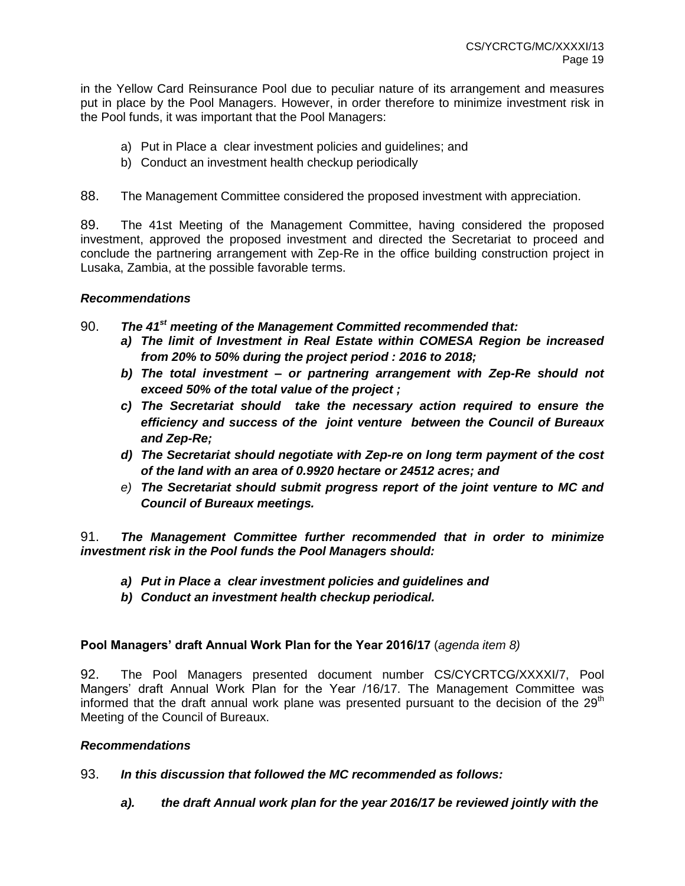in the Yellow Card Reinsurance Pool due to peculiar nature of its arrangement and measures put in place by the Pool Managers. However, in order therefore to minimize investment risk in the Pool funds, it was important that the Pool Managers:

a) Put in Place a clear investment policies and guidelines; and
b) Conduct an investment health checkup periodically

88. The Management Committee considered the proposed investment with appreciation.

89. The 41st Meeting of the Management Committee, having considered the proposed investment, approved the proposed investment and directed the Secretariat to proceed and conclude the partnering arrangement with Zep-Re in the office building construction project in Lusaka, Zambia, at the possible favorable terms.

### *Recommendations*

90. ***The 41st meeting of the Management Committed recommended that:***

***a) The limit of Investment in Real Estate within COMESA Region be increased from 20% to 50% during the project period : 2016 to 2018;***

***b) The total investment – or partnering arrangement with Zep-Re should not exceed 50% of the total value of the project ;***

***c) The Secretariat should take the necessary action required to ensure the efficiency and success of the joint venture between the Council of Bureaux and Zep-Re;***

***d) The Secretariat should negotiate with Zep-re on long term payment of the cost of the land with an area of 0.9920 hectare or 24512 acres; and***

*e)* ***The Secretariat should submit progress report of the joint venture to MC and Council of Bureaux meetings.***

91. ***The Management Committee further recommended that in order to minimize investment risk in the Pool funds the Pool Managers should:***

***a) Put in Place a clear investment policies and guidelines and***

***b) Conduct an investment health checkup periodical.***

**Pool Managers' draft Annual Work Plan for the Year 2016/17** (*agenda item 8)*

92. The Pool Managers presented document number CS/CYCRTCG/XXXXI/7, Pool Mangers' draft Annual Work Plan for the Year /16/17. The Management Committee was informed that the draft annual work plane was presented pursuant to the decision of the 29th Meeting of the Council of Bureaux.

### *Recommendations*

93. ***In this discussion that followed the MC recommended as follows:***

***a). the draft Annual work plan for the year 2016/17 be reviewed jointly with the***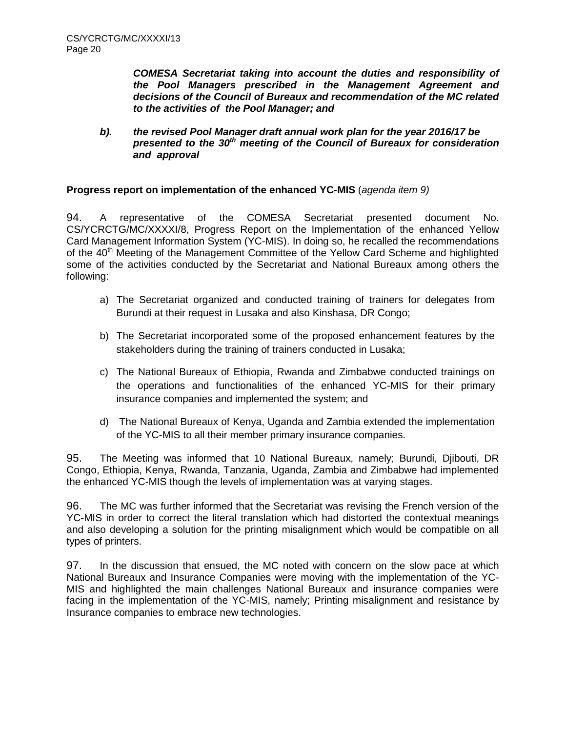***COMESA Secretariat taking into account the duties and responsibility of the Pool Managers prescribed in the Management Agreement and decisions of the Council of Bureaux and recommendation of the MC related to the activities of the Pool Manager; and***

***b). the revised Pool Manager draft annual work plan for the year 2016/17 be presented to the 30th meeting of the Council of Bureaux for consideration and approval***

**Progress report on implementation of the enhanced YC-MIS** (*agenda item 9)*

94. A representative of the COMESA Secretariat presented document No. CS/YCRCTG/MC/XXXXI/8, Progress Report on the Implementation of the enhanced Yellow Card Management Information System (YC-MIS). In doing so, he recalled the recommendations of the 40th Meeting of the Management Committee of the Yellow Card Scheme and highlighted some of the activities conducted by the Secretariat and National Bureaux among others the following:

a) The Secretariat organized and conducted training of trainers for delegates from Burundi at their request in Lusaka and also Kinshasa, DR Congo;

b) The Secretariat incorporated some of the proposed enhancement features by the stakeholders during the training of trainers conducted in Lusaka;

c) The National Bureaux of Ethiopia, Rwanda and Zimbabwe conducted trainings on the operations and functionalities of the enhanced YC-MIS for their primary insurance companies and implemented the system; and

d) The National Bureaux of Kenya, Uganda and Zambia extended the implementation of the YC-MIS to all their member primary insurance companies.

95. The Meeting was informed that 10 National Bureaux, namely; Burundi, Djibouti, DR Congo, Ethiopia, Kenya, Rwanda, Tanzania, Uganda, Zambia and Zimbabwe had implemented the enhanced YC-MIS though the levels of implementation was at varying stages.

96. The MC was further informed that the Secretariat was revising the French version of the YC-MIS in order to correct the literal translation which had distorted the contextual meanings and also developing a solution for the printing misalignment which would be compatible on all types of printers.

97. In the discussion that ensued, the MC noted with concern on the slow pace at which National Bureaux and Insurance Companies were moving with the implementation of the YC-MIS and highlighted the main challenges National Bureaux and insurance companies were facing in the implementation of the YC-MIS, namely; Printing misalignment and resistance by Insurance companies to embrace new technologies.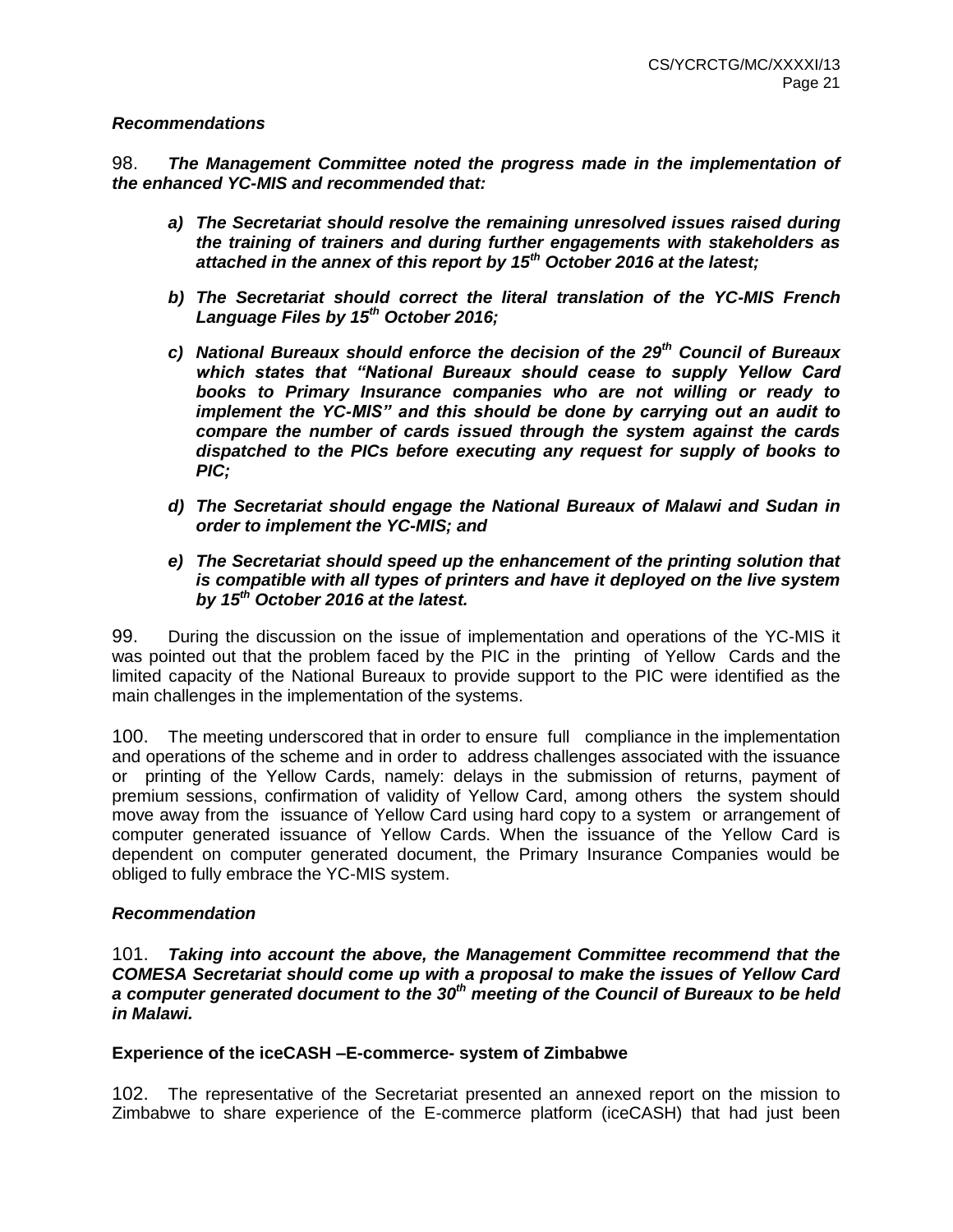### *Recommendations*

98. ***The Management Committee noted the progress made in the implementation of the enhanced YC-MIS and recommended that:***

- ***a) The Secretariat should resolve the remaining unresolved issues raised during the training of trainers and during further engagements with stakeholders as attached in the annex of this report by 15th October 2016 at the latest;***

- ***b) The Secretariat should correct the literal translation of the YC-MIS French Language Files by 15th October 2016;***

- ***c) National Bureaux should enforce the decision of the 29th Council of Bureaux which states that "National Bureaux should cease to supply Yellow Card books to Primary Insurance companies who are not willing or ready to implement the YC-MIS" and this should be done by carrying out an audit to compare the number of cards issued through the system against the cards dispatched to the PICs before executing any request for supply of books to PIC;***

- ***d) The Secretariat should engage the National Bureaux of Malawi and Sudan in order to implement the YC-MIS; and***

- ***e) The Secretariat should speed up the enhancement of the printing solution that is compatible with all types of printers and have it deployed on the live system by 15th October 2016 at the latest.***

99. During the discussion on the issue of implementation and operations of the YC-MIS it was pointed out that the problem faced by the PIC in the printing of Yellow Cards and the limited capacity of the National Bureaux to provide support to the PIC were identified as the main challenges in the implementation of the systems.

100. The meeting underscored that in order to ensure full compliance in the implementation and operations of the scheme and in order to address challenges associated with the issuance or printing of the Yellow Cards, namely: delays in the submission of returns, payment of premium sessions, confirmation of validity of Yellow Card, among others the system should move away from the issuance of Yellow Card using hard copy to a system or arrangement of computer generated issuance of Yellow Cards. When the issuance of the Yellow Card is dependent on computer generated document, the Primary Insurance Companies would be obliged to fully embrace the YC-MIS system.

### *Recommendation*

101. ***Taking into account the above, the Management Committee recommend that the COMESA Secretariat should come up with a proposal to make the issues of Yellow Card a computer generated document to the 30th meeting of the Council of Bureaux to be held in Malawi.***

### **Experience of the iceCASH –E-commerce- system of Zimbabwe**

102. The representative of the Secretariat presented an annexed report on the mission to Zimbabwe to share experience of the E-commerce platform (iceCASH) that had just been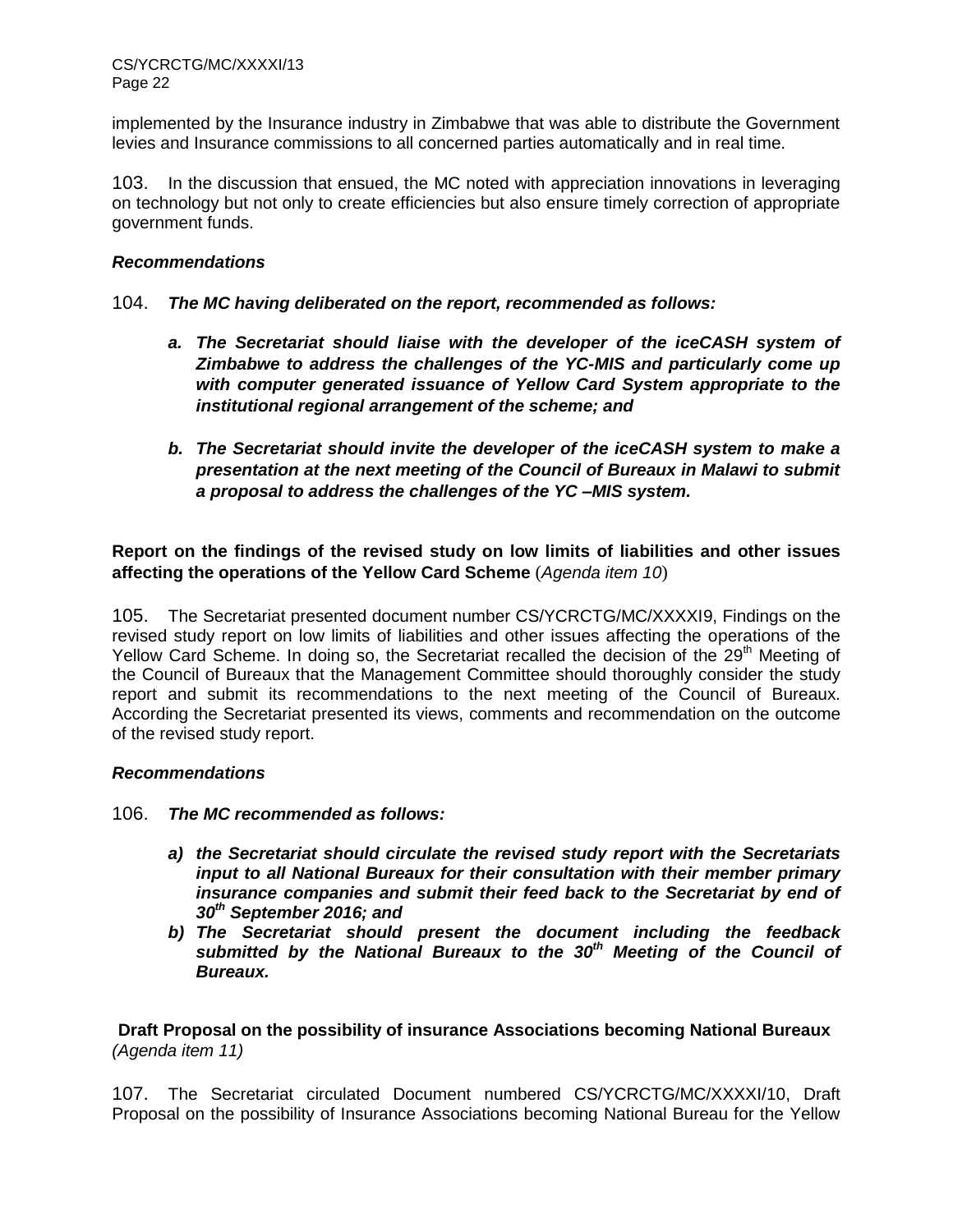implemented by the Insurance industry in Zimbabwe that was able to distribute the Government levies and Insurance commissions to all concerned parties automatically and in real time.

103. In the discussion that ensued, the MC noted with appreciation innovations in leveraging on technology but not only to create efficiencies but also ensure timely correction of appropriate government funds.

***Recommendations***

104. ***The MC having deliberated on the report, recommended as follows:***

   ***a. The Secretariat should liaise with the developer of the iceCASH system of Zimbabwe to address the challenges of the YC-MIS and particularly come up with computer generated issuance of Yellow Card System appropriate to the institutional regional arrangement of the scheme; and***

   ***b. The Secretariat should invite the developer of the iceCASH system to make a presentation at the next meeting of the Council of Bureaux in Malawi to submit a proposal to address the challenges of the YC –MIS system.***

**Report on the findings of the revised study on low limits of liabilities and other issues affecting the operations of the Yellow Card Scheme** (*Agenda item 10*)

105. The Secretariat presented document number CS/YCRCTG/MC/XXXXI9, Findings on the revised study report on low limits of liabilities and other issues affecting the operations of the Yellow Card Scheme. In doing so, the Secretariat recalled the decision of the 29th Meeting of the Council of Bureaux that the Management Committee should thoroughly consider the study report and submit its recommendations to the next meeting of the Council of Bureaux. According the Secretariat presented its views, comments and recommendation on the outcome of the revised study report.

***Recommendations***

106. ***The MC recommended as follows:***

   ***a) the Secretariat should circulate the revised study report with the Secretariats input to all National Bureaux for their consultation with their member primary insurance companies and submit their feed back to the Secretariat by end of 30th September 2016; and***
   
   ***b) The Secretariat should present the document including the feedback submitted by the National Bureaux to the 30th Meeting of the Council of Bureaux.***

**Draft Proposal on the possibility of insurance Associations becoming National Bureaux** *(Agenda item 11)*

107. The Secretariat circulated Document numbered CS/YCRCTG/MC/XXXXI/10, Draft Proposal on the possibility of Insurance Associations becoming National Bureau for the Yellow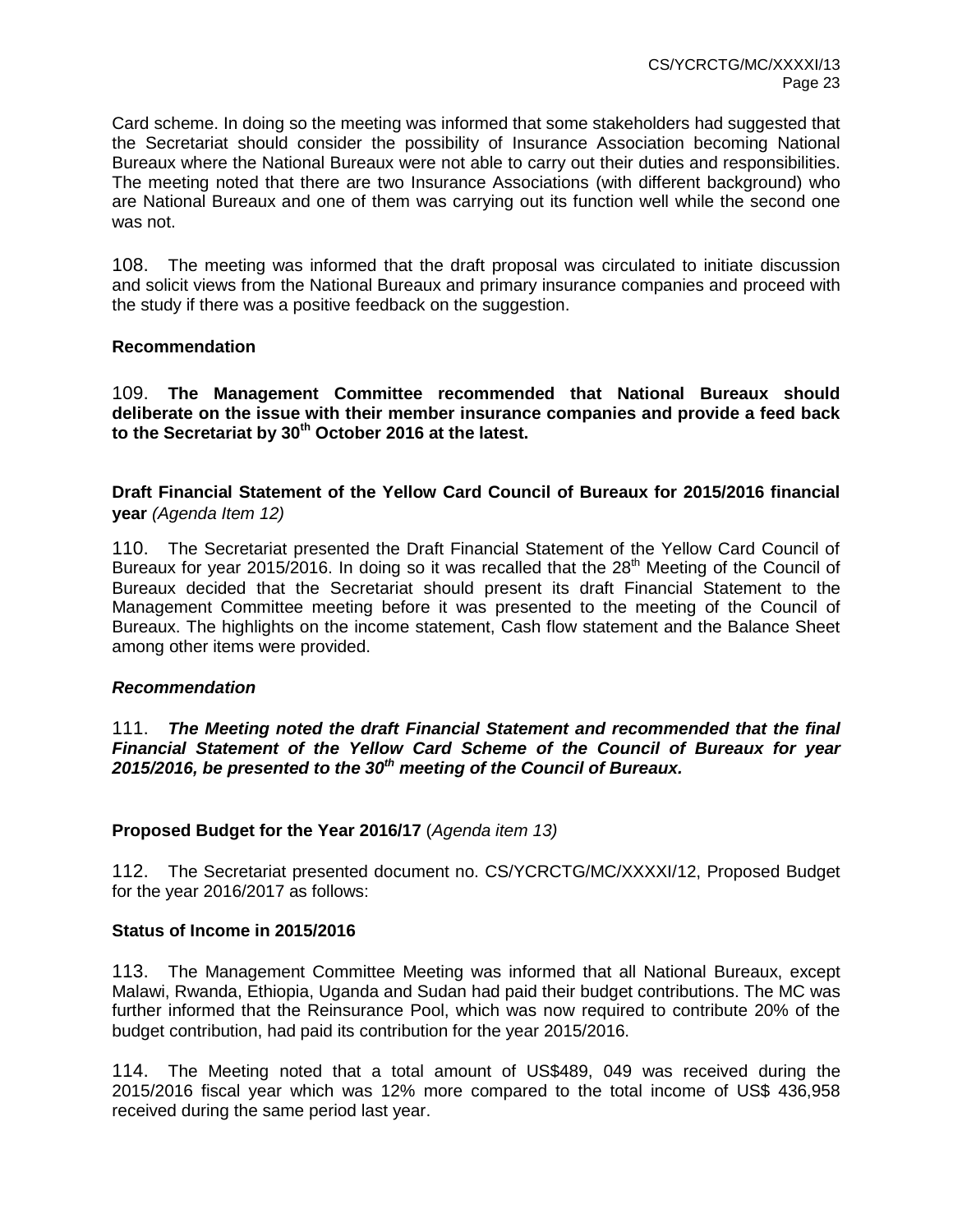Card scheme. In doing so the meeting was informed that some stakeholders had suggested that the Secretariat should consider the possibility of Insurance Association becoming National Bureaux where the National Bureaux were not able to carry out their duties and responsibilities. The meeting noted that there are two Insurance Associations (with different background) who are National Bureaux and one of them was carrying out its function well while the second one was not.

108. The meeting was informed that the draft proposal was circulated to initiate discussion and solicit views from the National Bureaux and primary insurance companies and proceed with the study if there was a positive feedback on the suggestion.

**Recommendation**

109. **The Management Committee recommended that National Bureaux should deliberate on the issue with their member insurance companies and provide a feed back to the Secretariat by 30th October 2016 at the latest.**

**Draft Financial Statement of the Yellow Card Council of Bureaux for 2015/2016 financial year** *(Agenda Item 12)*

110. The Secretariat presented the Draft Financial Statement of the Yellow Card Council of Bureaux for year 2015/2016. In doing so it was recalled that the 28th Meeting of the Council of Bureaux decided that the Secretariat should present its draft Financial Statement to the Management Committee meeting before it was presented to the meeting of the Council of Bureaux. The highlights on the income statement, Cash flow statement and the Balance Sheet among other items were provided.

***Recommendation***

111. ***The Meeting noted the draft Financial Statement and recommended that the final Financial Statement of the Yellow Card Scheme of the Council of Bureaux for year 2015/2016, be presented to the 30th meeting of the Council of Bureaux.***

**Proposed Budget for the Year 2016/17** (*Agenda item 13)*

112. The Secretariat presented document no. CS/YCRCTG/MC/XXXXI/12, Proposed Budget for the year 2016/2017 as follows:

**Status of Income in 2015/2016**

113. The Management Committee Meeting was informed that all National Bureaux, except Malawi, Rwanda, Ethiopia, Uganda and Sudan had paid their budget contributions. The MC was further informed that the Reinsurance Pool, which was now required to contribute 20% of the budget contribution, had paid its contribution for the year 2015/2016.

114. The Meeting noted that a total amount of US$489, 049 was received during the 2015/2016 fiscal year which was 12% more compared to the total income of US$ 436,958 received during the same period last year.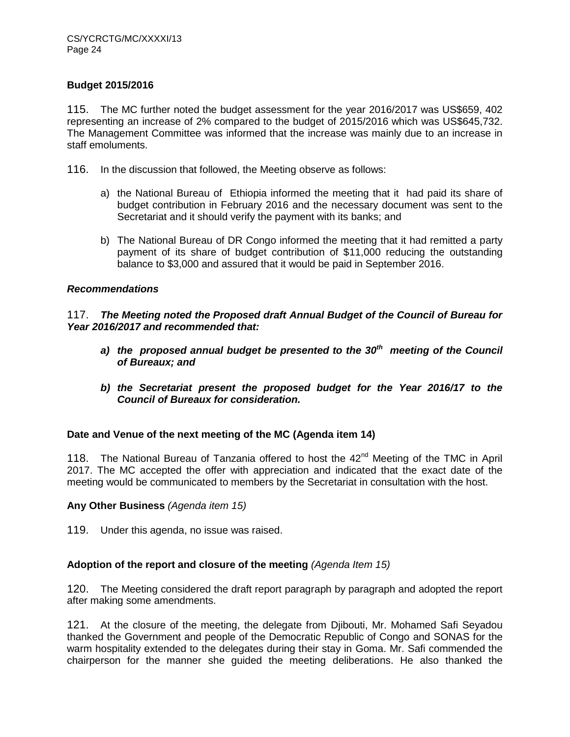**Budget 2015/2016**

115. The MC further noted the budget assessment for the year 2016/2017 was US$659, 402 representing an increase of 2% compared to the budget of 2015/2016 which was US$645,732. The Management Committee was informed that the increase was mainly due to an increase in staff emoluments.

116. In the discussion that followed, the Meeting observe as follows:

a) the National Bureau of Ethiopia informed the meeting that it had paid its share of budget contribution in February 2016 and the necessary document was sent to the Secretariat and it should verify the payment with its banks; and

b) The National Bureau of DR Congo informed the meeting that it had remitted a party payment of its share of budget contribution of $11,000 reducing the outstanding balance to $3,000 and assured that it would be paid in September 2016.

***Recommendations***

117. ***The Meeting noted the Proposed draft Annual Budget of the Council of Bureau for Year 2016/2017 and recommended that:***

***a) the proposed annual budget be presented to the 30th meeting of the Council of Bureaux; and***

***b) the Secretariat present the proposed budget for the Year 2016/17 to the Council of Bureaux for consideration.***

**Date and Venue of the next meeting of the MC (Agenda item 14)**

118. The National Bureau of Tanzania offered to host the 42nd Meeting of the TMC in April 2017. The MC accepted the offer with appreciation and indicated that the exact date of the meeting would be communicated to members by the Secretariat in consultation with the host.

**Any Other Business** *(Agenda item 15)*

119. Under this agenda, no issue was raised.

**Adoption of the report and closure of the meeting** *(Agenda Item 15)*

120. The Meeting considered the draft report paragraph by paragraph and adopted the report after making some amendments.

121. At the closure of the meeting, the delegate from Djibouti, Mr. Mohamed Safi Seyadou thanked the Government and people of the Democratic Republic of Congo and SONAS for the warm hospitality extended to the delegates during their stay in Goma. Mr. Safi commended the chairperson for the manner she guided the meeting deliberations. He also thanked the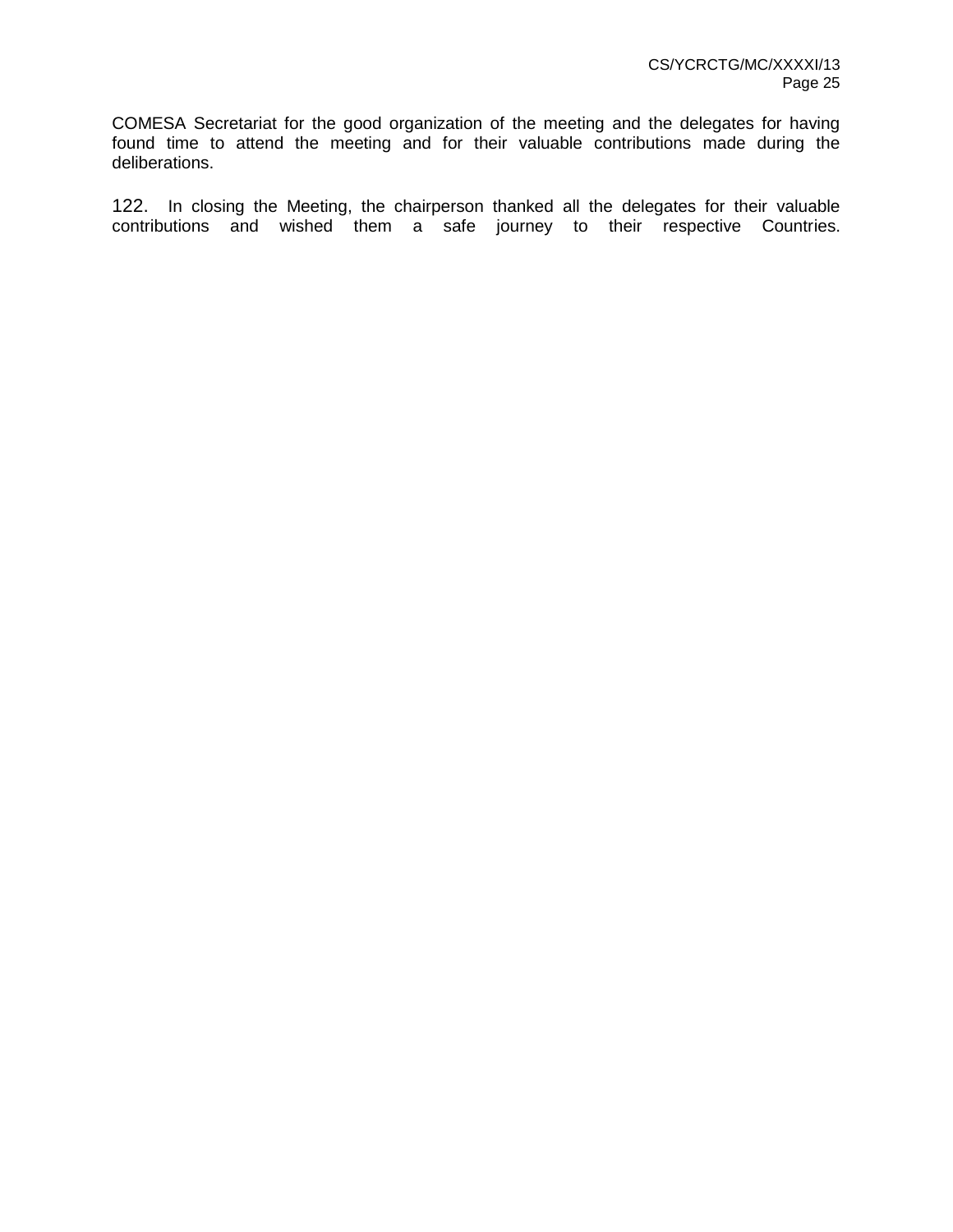COMESA Secretariat for the good organization of the meeting and the delegates for having found time to attend the meeting and for their valuable contributions made during the deliberations.

122. In closing the Meeting, the chairperson thanked all the delegates for their valuable contributions and wished them a safe journey to their respective Countries.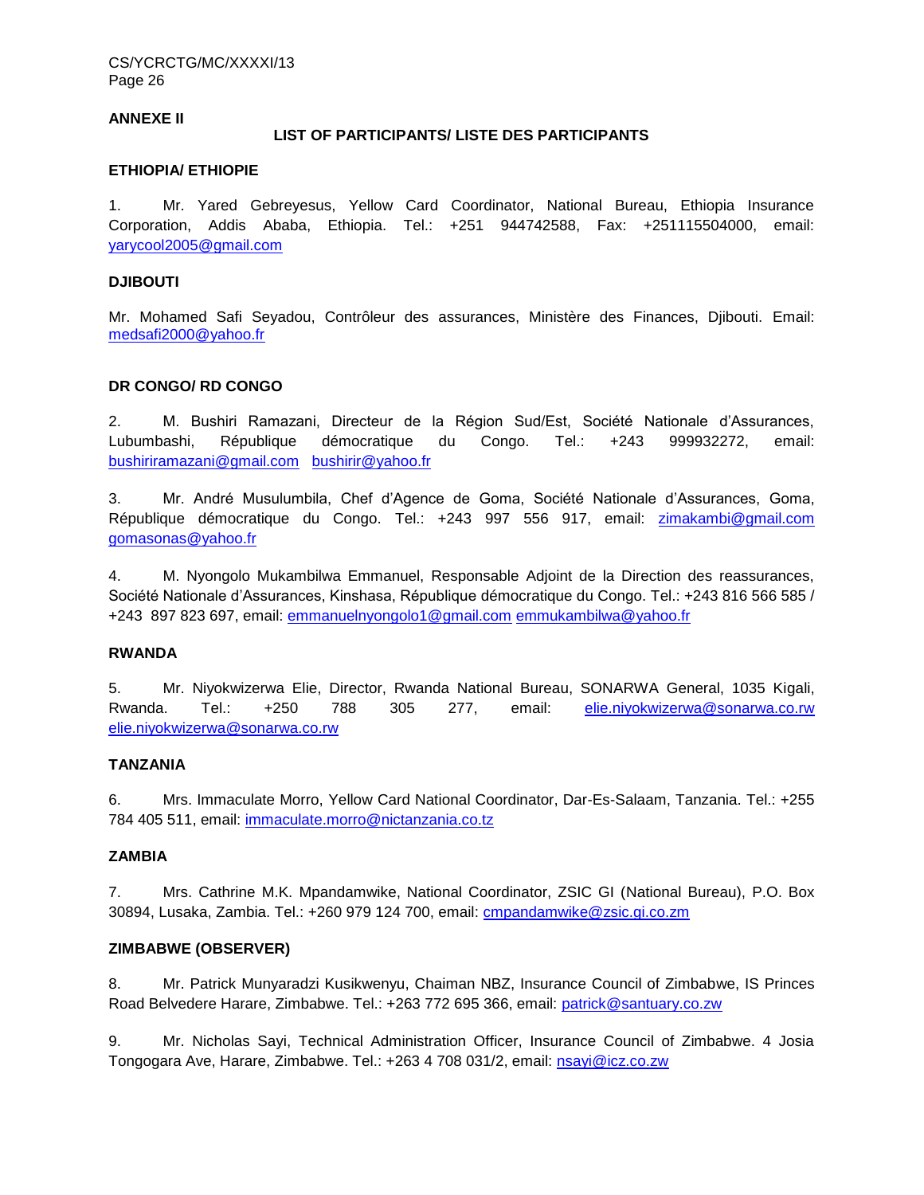**ANNEXE II**

**LIST OF PARTICIPANTS/ LISTE DES PARTICIPANTS**

**ETHIOPIA/ ETHIOPIE**

1. Mr. Yared Gebreyesus, Yellow Card Coordinator, National Bureau, Ethiopia Insurance Corporation, Addis Ababa, Ethiopia. Tel.: +251 944742588, Fax: +251115504000, email: yarycool2005@gmail.com

**DJIBOUTI**

Mr. Mohamed Safi Seyadou, Contrôleur des assurances, Ministère des Finances, Djibouti. Email: medsafi2000@yahoo.fr

**DR CONGO/ RD CONGO**

2. M. Bushiri Ramazani, Directeur de la Région Sud/Est, Société Nationale d'Assurances, Lubumbashi, République démocratique du Congo. Tel.: +243 999932272, email: bushiriramazani@gmail.com bushirir@yahoo.fr

3. Mr. André Musulumbila, Chef d'Agence de Goma, Société Nationale d'Assurances, Goma, République démocratique du Congo. Tel.: +243 997 556 917, email: zimakambi@gmail.com gomasonas@yahoo.fr

4. M. Nyongolo Mukambilwa Emmanuel, Responsable Adjoint de la Direction des reassurances, Société Nationale d'Assurances, Kinshasa, République démocratique du Congo. Tel.: +243 816 566 585 / +243 897 823 697, email: emmanuelnyongolo1@gmail.com emmukambilwa@yahoo.fr

**RWANDA**

5. Mr. Niyokwizerwa Elie, Director, Rwanda National Bureau, SONARWA General, 1035 Kigali, Rwanda. Tel.: +250 788 305 277, email: elie.niyokwizerwa@sonarwa.co.rw elie.niyokwizerwa@sonarwa.co.rw

**TANZANIA**

6. Mrs. Immaculate Morro, Yellow Card National Coordinator, Dar-Es-Salaam, Tanzania. Tel.: +255 784 405 511, email: immaculate.morro@nictanzania.co.tz

**ZAMBIA**

7. Mrs. Cathrine M.K. Mpandamwike, National Coordinator, ZSIC GI (National Bureau), P.O. Box 30894, Lusaka, Zambia. Tel.: +260 979 124 700, email: cmpandamwike@zsic.gi.co.zm

**ZIMBABWE (OBSERVER)**

8. Mr. Patrick Munyaradzi Kusikwenyu, Chaiman NBZ, Insurance Council of Zimbabwe, IS Princes Road Belvedere Harare, Zimbabwe. Tel.: +263 772 695 366, email: patrick@santuary.co.zw

9. Mr. Nicholas Sayi, Technical Administration Officer, Insurance Council of Zimbabwe. 4 Josia Tongogara Ave, Harare, Zimbabwe. Tel.: +263 4 708 031/2, email: nsayi@icz.co.zw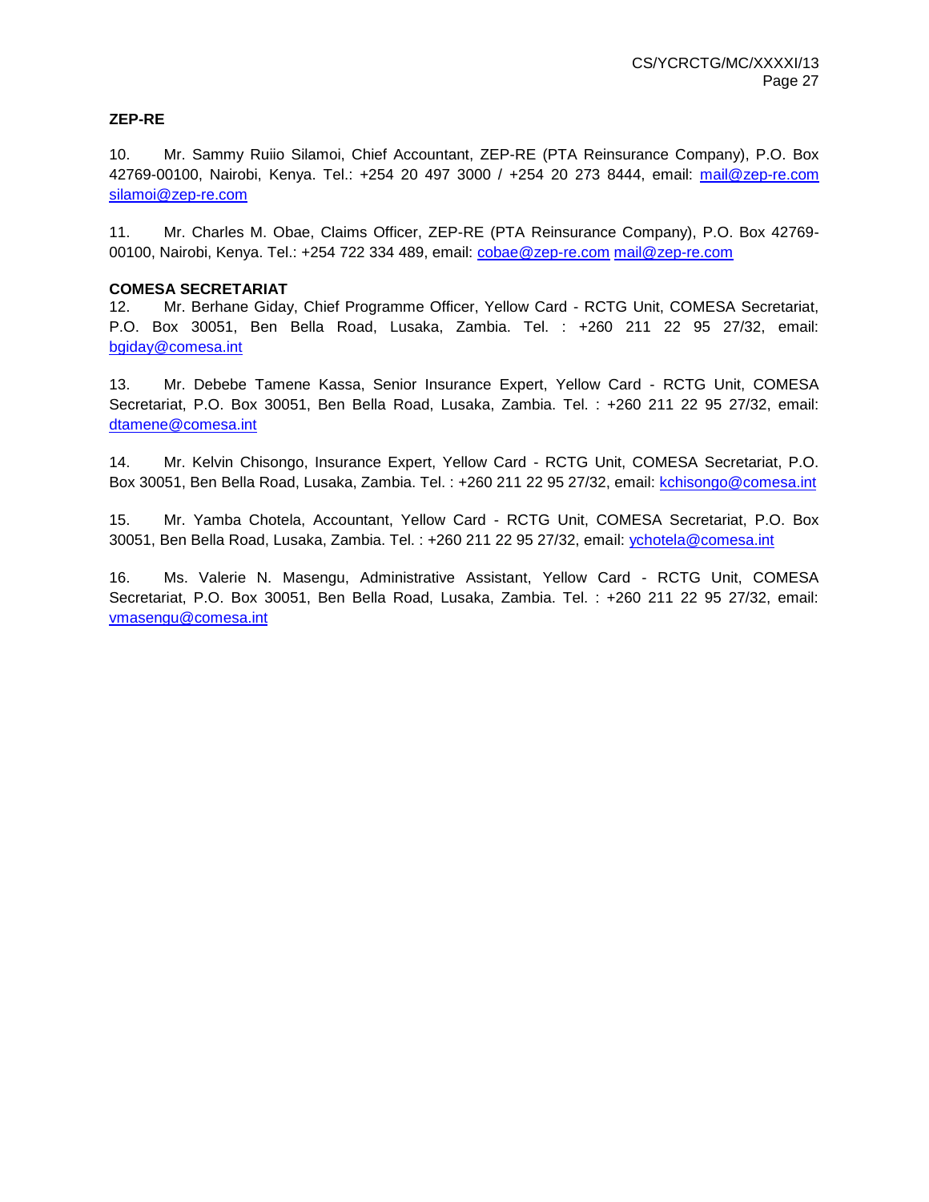**ZEP-RE**

10. Mr. Sammy Ruiio Silamoi, Chief Accountant, ZEP-RE (PTA Reinsurance Company), P.O. Box 42769-00100, Nairobi, Kenya. Tel.: +254 20 497 3000 / +254 20 273 8444, email: mail@zep-re.com silamoi@zep-re.com

11. Mr. Charles M. Obae, Claims Officer, ZEP-RE (PTA Reinsurance Company), P.O. Box 42769-00100, Nairobi, Kenya. Tel.: +254 722 334 489, email: cobae@zep-re.com mail@zep-re.com

**COMESA SECRETARIAT**

12. Mr. Berhane Giday, Chief Programme Officer, Yellow Card - RCTG Unit, COMESA Secretariat, P.O. Box 30051, Ben Bella Road, Lusaka, Zambia. Tel. : +260 211 22 95 27/32, email: bgiday@comesa.int

13. Mr. Debebe Tamene Kassa, Senior Insurance Expert, Yellow Card - RCTG Unit, COMESA Secretariat, P.O. Box 30051, Ben Bella Road, Lusaka, Zambia. Tel. : +260 211 22 95 27/32, email: dtamene@comesa.int

14. Mr. Kelvin Chisongo, Insurance Expert, Yellow Card - RCTG Unit, COMESA Secretariat, P.O. Box 30051, Ben Bella Road, Lusaka, Zambia. Tel. : +260 211 22 95 27/32, email: kchisongo@comesa.int

15. Mr. Yamba Chotela, Accountant, Yellow Card - RCTG Unit, COMESA Secretariat, P.O. Box 30051, Ben Bella Road, Lusaka, Zambia. Tel. : +260 211 22 95 27/32, email: ychotela@comesa.int

16. Ms. Valerie N. Masengu, Administrative Assistant, Yellow Card - RCTG Unit, COMESA Secretariat, P.O. Box 30051, Ben Bella Road, Lusaka, Zambia. Tel. : +260 211 22 95 27/32, email: vmasengu@comesa.int